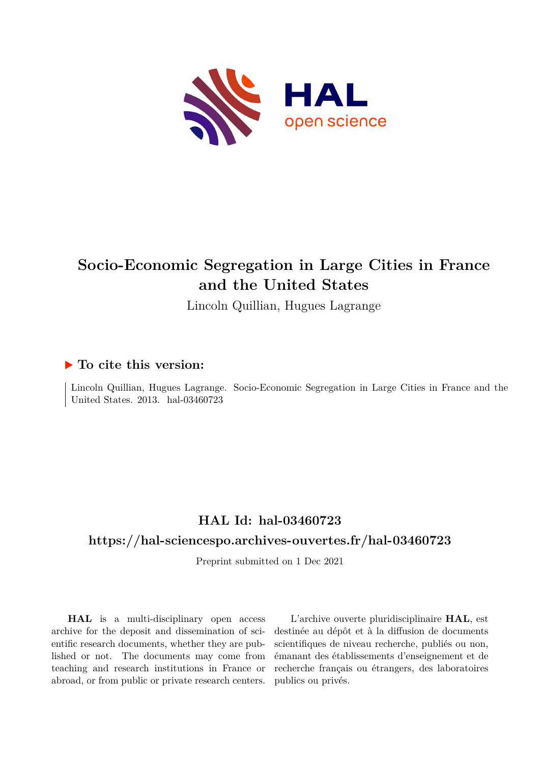# Socio-Economic Segregation in Large Cities in France and the United States

Lincoln Quillian, Hugues Lagrange

## ▶ To cite this version:

Lincoln Quillian, Hugues Lagrange. Socio-Economic Segregation in Large Cities in France and the United States. 2013. hal-03460723

## HAL Id: hal-03460723

## https://hal-sciencespo.archives-ouvertes.fr/hal-03460723

Preprint submitted on 1 Dec 2021

**HAL** is a multi-disciplinary open access archive for the deposit and dissemination of scientific research documents, whether they are published or not. The documents may come from teaching and research institutions in France or abroad, or from public or private research centers.

L'archive ouverte pluridisciplinaire **HAL**, est destinée au dépôt et à la diffusion de documents scientifiques de niveau recherche, publiés ou non, émanant des établissements d'enseignement et de recherche français ou étrangers, des laboratoires publics ou privés.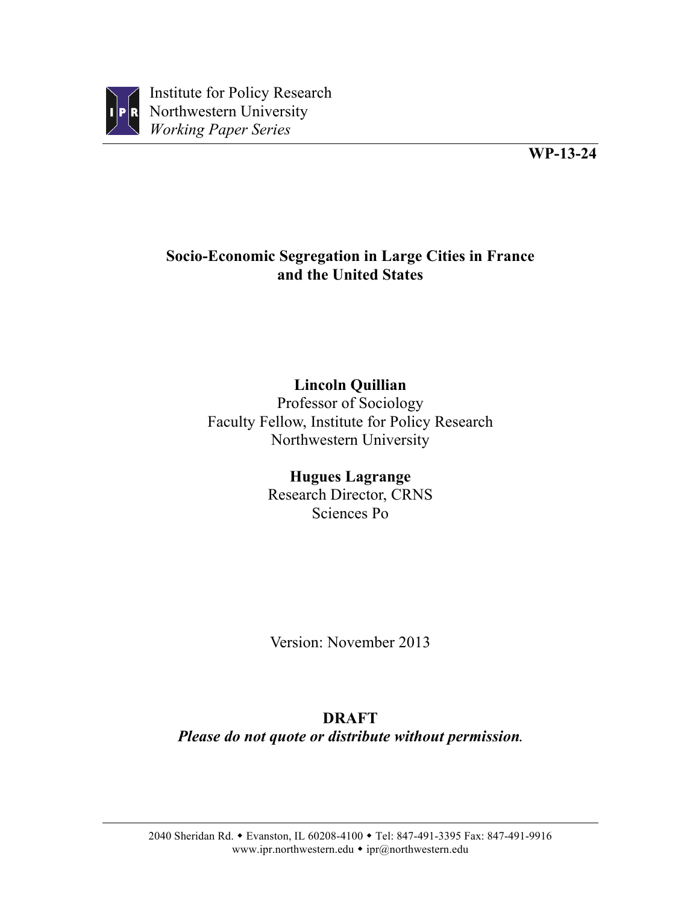Institute for Policy Research
Northwestern University
*Working Paper Series*

**WP-13-24**

# Socio-Economic Segregation in Large Cities in France and the United States

**Lincoln Quillian**
Professor of Sociology
Faculty Fellow, Institute for Policy Research
Northwestern University

**Hugues Lagrange**
Research Director, CRNS
Sciences Po

Version: November 2013

**DRAFT**
***Please do not quote or distribute without permission.***

2040 Sheridan Rd. ◆ Evanston, IL 60208-4100 ◆ Tel: 847-491-3395 Fax: 847-491-9916
www.ipr.northwestern.edu ◆ ipr@northwestern.edu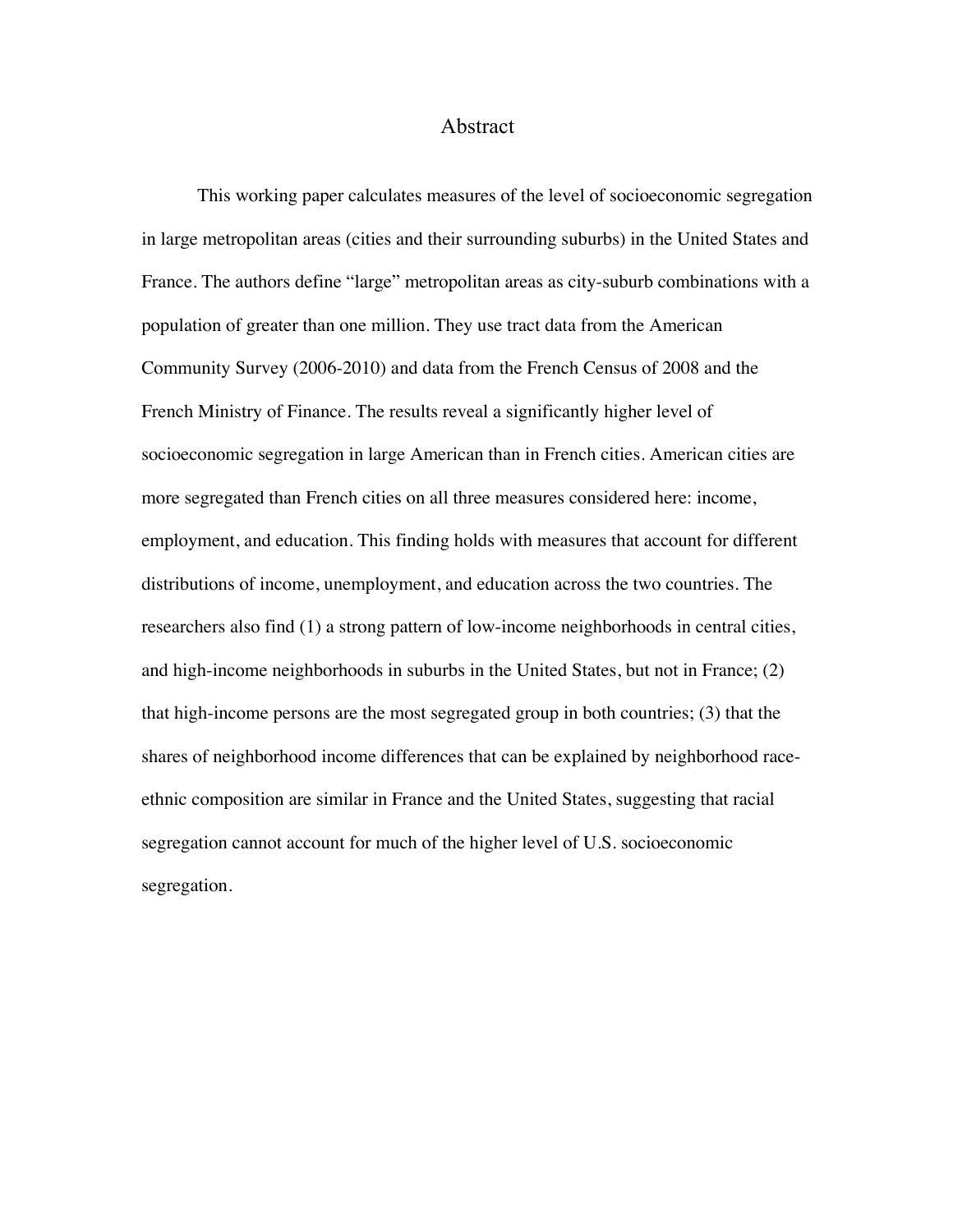# Abstract

This working paper calculates measures of the level of socioeconomic segregation in large metropolitan areas (cities and their surrounding suburbs) in the United States and France. The authors define "large" metropolitan areas as city-suburb combinations with a population of greater than one million. They use tract data from the American Community Survey (2006-2010) and data from the French Census of 2008 and the French Ministry of Finance. The results reveal a significantly higher level of socioeconomic segregation in large American than in French cities. American cities are more segregated than French cities on all three measures considered here: income, employment, and education. This finding holds with measures that account for different distributions of income, unemployment, and education across the two countries. The researchers also find (1) a strong pattern of low-income neighborhoods in central cities, and high-income neighborhoods in suburbs in the United States, but not in France; (2) that high-income persons are the most segregated group in both countries; (3) that the shares of neighborhood income differences that can be explained by neighborhood race-ethnic composition are similar in France and the United States, suggesting that racial segregation cannot account for much of the higher level of U.S. socioeconomic segregation.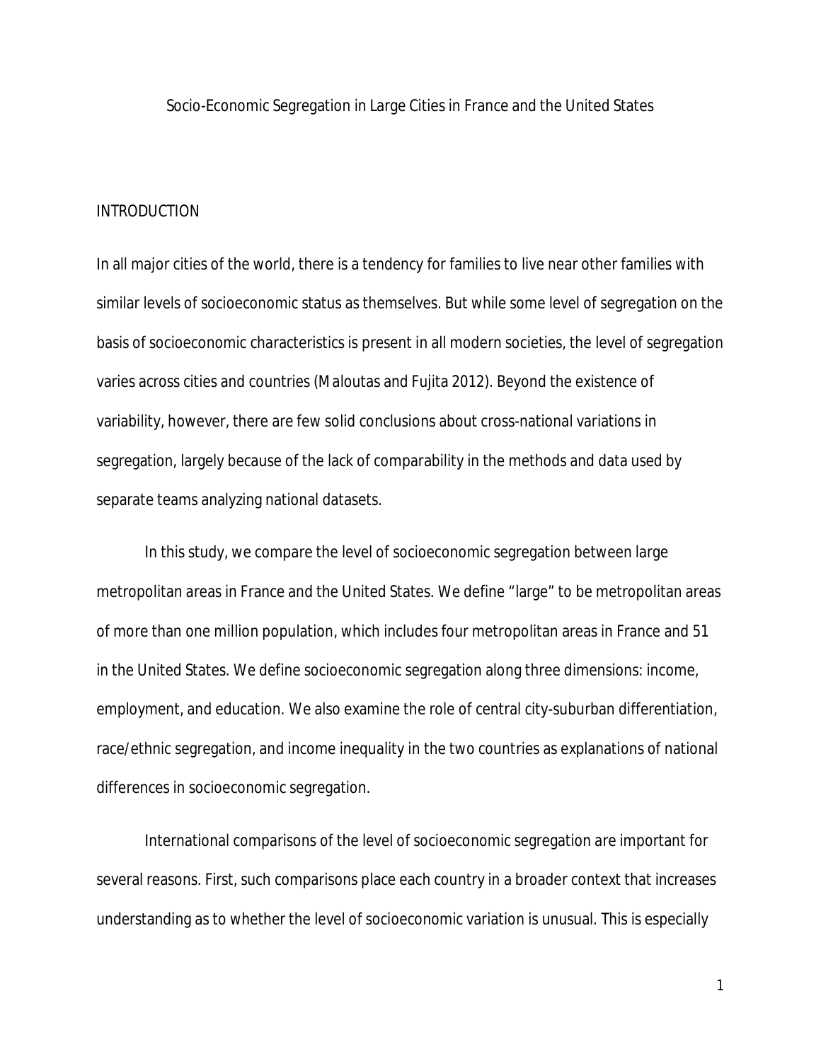# Socio-Economic Segregation in Large Cities in France and the United States

## INTRODUCTION

In all major cities of the world, there is a tendency for families to live near other families with similar levels of socioeconomic status as themselves. But while some level of segregation on the basis of socioeconomic characteristics is present in all modern societies, the level of segregation varies across cities and countries (Maloutas and Fujita 2012). Beyond the existence of variability, however, there are few solid conclusions about cross-national variations in segregation, largely because of the lack of comparability in the methods and data used by separate teams analyzing national datasets.

In this study, we compare the level of socioeconomic segregation between large metropolitan areas in France and the United States. We define "large" to be metropolitan areas of more than one million population, which includes four metropolitan areas in France and 51 in the United States. We define socioeconomic segregation along three dimensions: income, employment, and education. We also examine the role of central city-suburban differentiation, race/ethnic segregation, and income inequality in the two countries as explanations of national differences in socioeconomic segregation.

International comparisons of the level of socioeconomic segregation are important for several reasons. First, such comparisons place each country in a broader context that increases understanding as to whether the level of socioeconomic variation is unusual. This is especially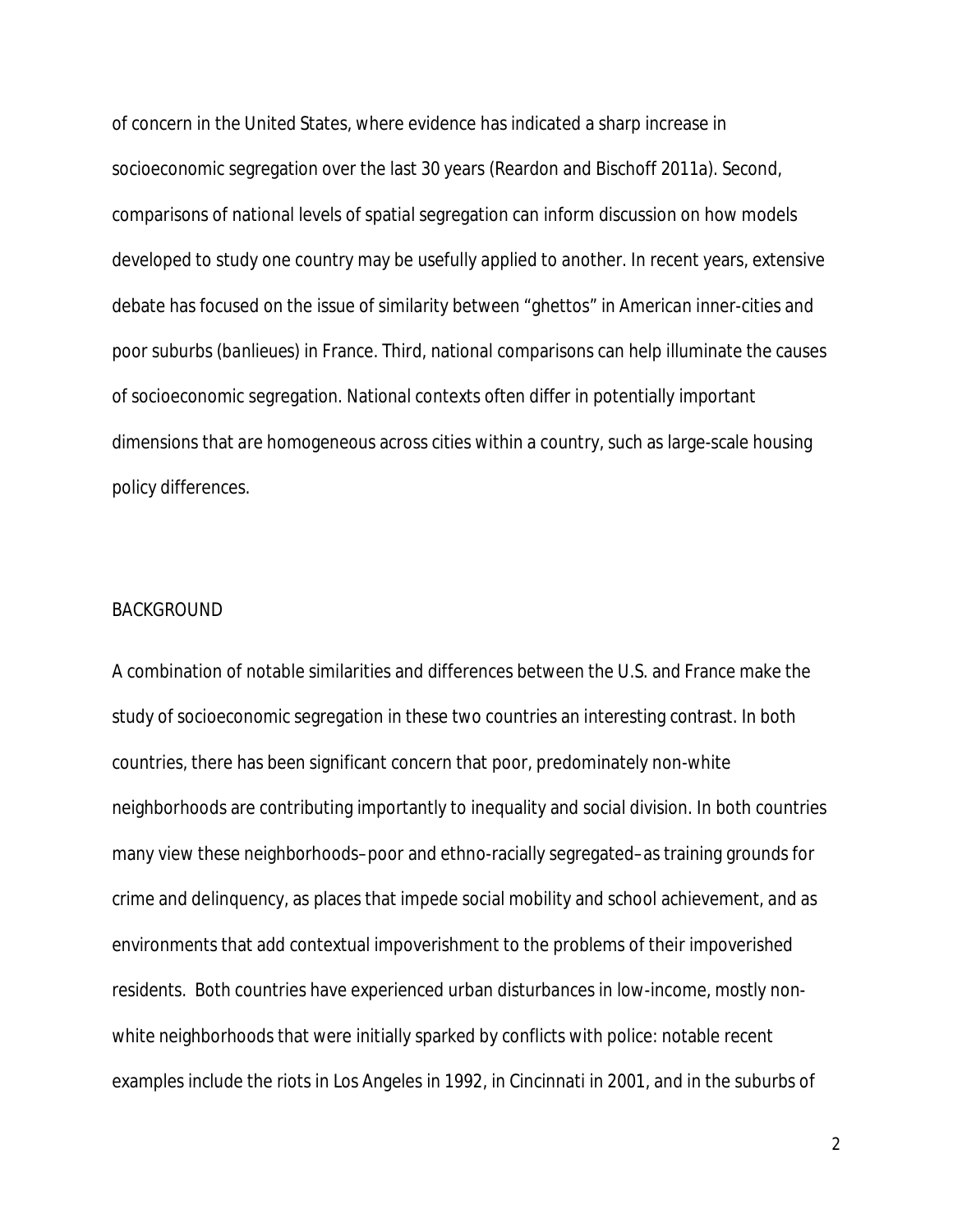of concern in the United States, where evidence has indicated a sharp increase in socioeconomic segregation over the last 30 years (Reardon and Bischoff 2011a). Second, comparisons of national levels of spatial segregation can inform discussion on how models developed to study one country may be usefully applied to another. In recent years, extensive debate has focused on the issue of similarity between "ghettos" in American inner-cities and poor suburbs (*banlieues*) in France. Third, national comparisons can help illuminate the causes of socioeconomic segregation. National contexts often differ in potentially important dimensions that are homogeneous across cities within a country, such as large-scale housing policy differences.

## BACKGROUND

A combination of notable similarities and differences between the U.S. and France make the study of socioeconomic segregation in these two countries an interesting contrast. In both countries, there has been significant concern that poor, predominately non-white neighborhoods are contributing importantly to inequality and social division. In both countries many view these neighborhoods–poor and ethno-racially segregated–as training grounds for crime and delinquency, as places that impede social mobility and school achievement, and as environments that add contextual impoverishment to the problems of their impoverished residents. Both countries have experienced urban disturbances in low-income, mostly non-white neighborhoods that were initially sparked by conflicts with police: notable recent examples include the riots in Los Angeles in 1992, in Cincinnati in 2001, and in the suburbs of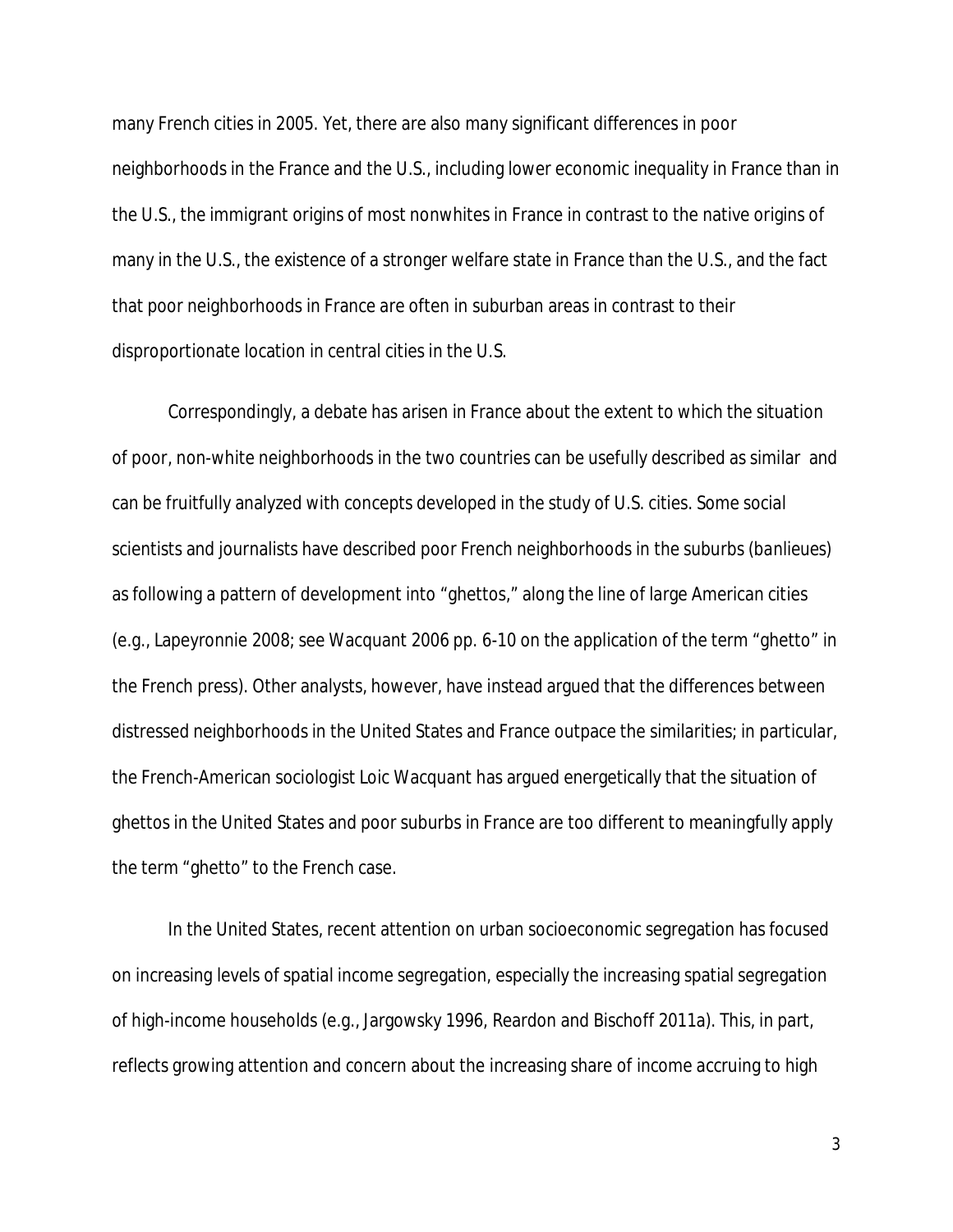many French cities in 2005. Yet, there are also many significant differences in poor neighborhoods in the France and the U.S., including lower economic inequality in France than in the U.S., the immigrant origins of most nonwhites in France in contrast to the native origins of many in the U.S., the existence of a stronger welfare state in France than the U.S., and the fact that poor neighborhoods in France are often in suburban areas in contrast to their disproportionate location in central cities in the U.S.

Correspondingly, a debate has arisen in France about the extent to which the situation of poor, non-white neighborhoods in the two countries can be usefully described as similar and can be fruitfully analyzed with concepts developed in the study of U.S. cities. Some social scientists and journalists have described poor French neighborhoods in the suburbs (*banlieues*) as following a pattern of development into "ghettos," along the line of large American cities (e.g., Lapeyronnie 2008; see Wacquant 2006 pp. 6-10 on the application of the term "ghetto" in the French press). Other analysts, however, have instead argued that the differences between distressed neighborhoods in the United States and France outpace the similarities; in particular, the French-American sociologist Loic Wacquant has argued energetically that the situation of ghettos in the United States and poor suburbs in France are too different to meaningfully apply the term "ghetto" to the French case.

In the United States, recent attention on urban socioeconomic segregation has focused on increasing levels of spatial income segregation, especially the increasing spatial segregation of high-income households (e.g., Jargowsky 1996, Reardon and Bischoff 2011a). This, in part, reflects growing attention and concern about the increasing share of income accruing to high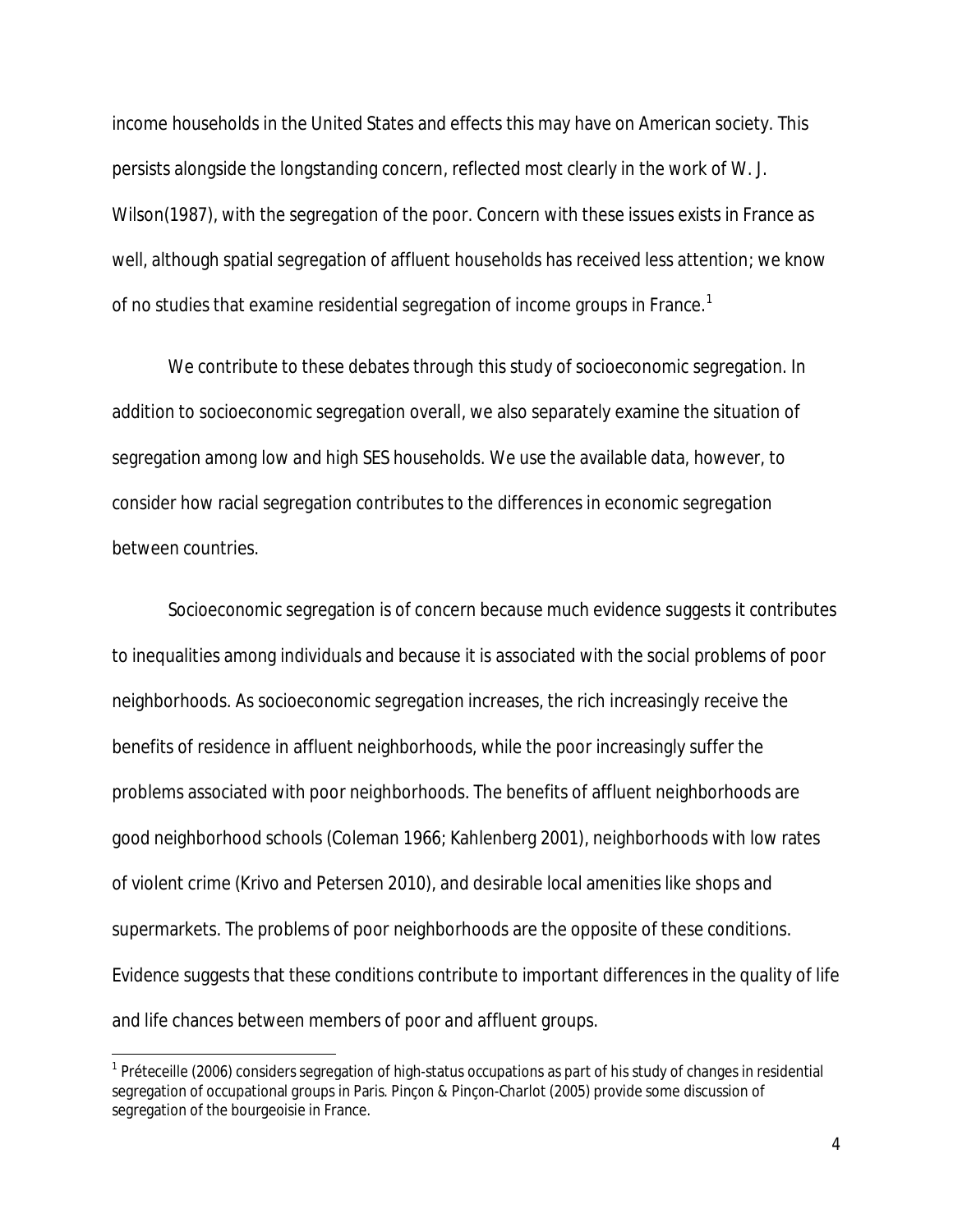income households in the United States and effects this may have on American society. This persists alongside the longstanding concern, reflected most clearly in the work of W. J. Wilson(1987), with the segregation of the poor. Concern with these issues exists in France as well, although spatial segregation of affluent households has received less attention; we know of no studies that examine residential segregation of income groups in France.[1]

We contribute to these debates through this study of socioeconomic segregation. In addition to socioeconomic segregation overall, we also separately examine the situation of segregation among low and high SES households. We use the available data, however, to consider how racial segregation contributes to the differences in economic segregation between countries.

Socioeconomic segregation is of concern because much evidence suggests it contributes to inequalities among individuals and because it is associated with the social problems of poor neighborhoods. As socioeconomic segregation increases, the rich increasingly receive the benefits of residence in affluent neighborhoods, while the poor increasingly suffer the problems associated with poor neighborhoods. The benefits of affluent neighborhoods are good neighborhood schools (Coleman 1966; Kahlenberg 2001), neighborhoods with low rates of violent crime (Krivo and Petersen 2010), and desirable local amenities like shops and supermarkets. The problems of poor neighborhoods are the opposite of these conditions. Evidence suggests that these conditions contribute to important differences in the quality of life and life chances between members of poor and affluent groups.

[1] Préteceille (2006) considers segregation of high-status occupations as part of his study of changes in residential segregation of occupational groups in Paris. Pinçon & Pinçon-Charlot (2005) provide some discussion of segregation of the bourgeoisie in France.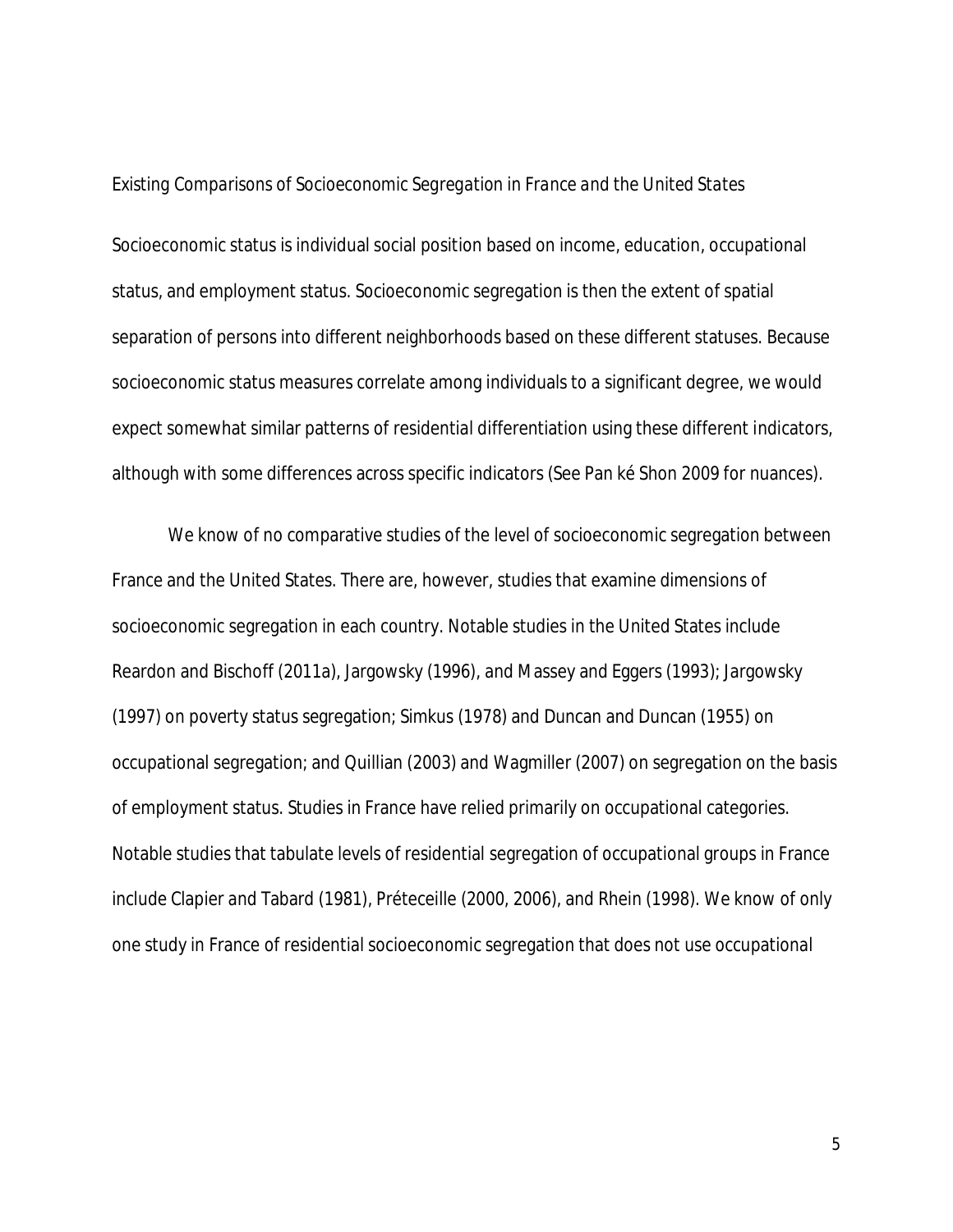*Existing Comparisons of Socioeconomic Segregation in France and the United States*

Socioeconomic status is individual social position based on income, education, occupational status, and employment status. Socioeconomic segregation is then the extent of spatial separation of persons into different neighborhoods based on these different statuses. Because socioeconomic status measures correlate among individuals to a significant degree, we would expect somewhat similar patterns of residential differentiation using these different indicators, although with some differences across specific indicators (See Pan ké Shon 2009 for nuances).

We know of no comparative studies of the level of socioeconomic segregation between France and the United States. There are, however, studies that examine dimensions of socioeconomic segregation in each country. Notable studies in the United States include Reardon and Bischoff (2011a), Jargowsky (1996), and Massey and Eggers (1993); Jargowsky (1997) on poverty status segregation; Simkus (1978) and Duncan and Duncan (1955) on occupational segregation; and Quillian (2003) and Wagmiller (2007) on segregation on the basis of employment status. Studies in France have relied primarily on occupational categories. Notable studies that tabulate levels of residential segregation of occupational groups in France include Clapier and Tabard (1981), Préteceille (2000, 2006), and Rhein (1998). We know of only one study in France of residential socioeconomic segregation that does not use occupational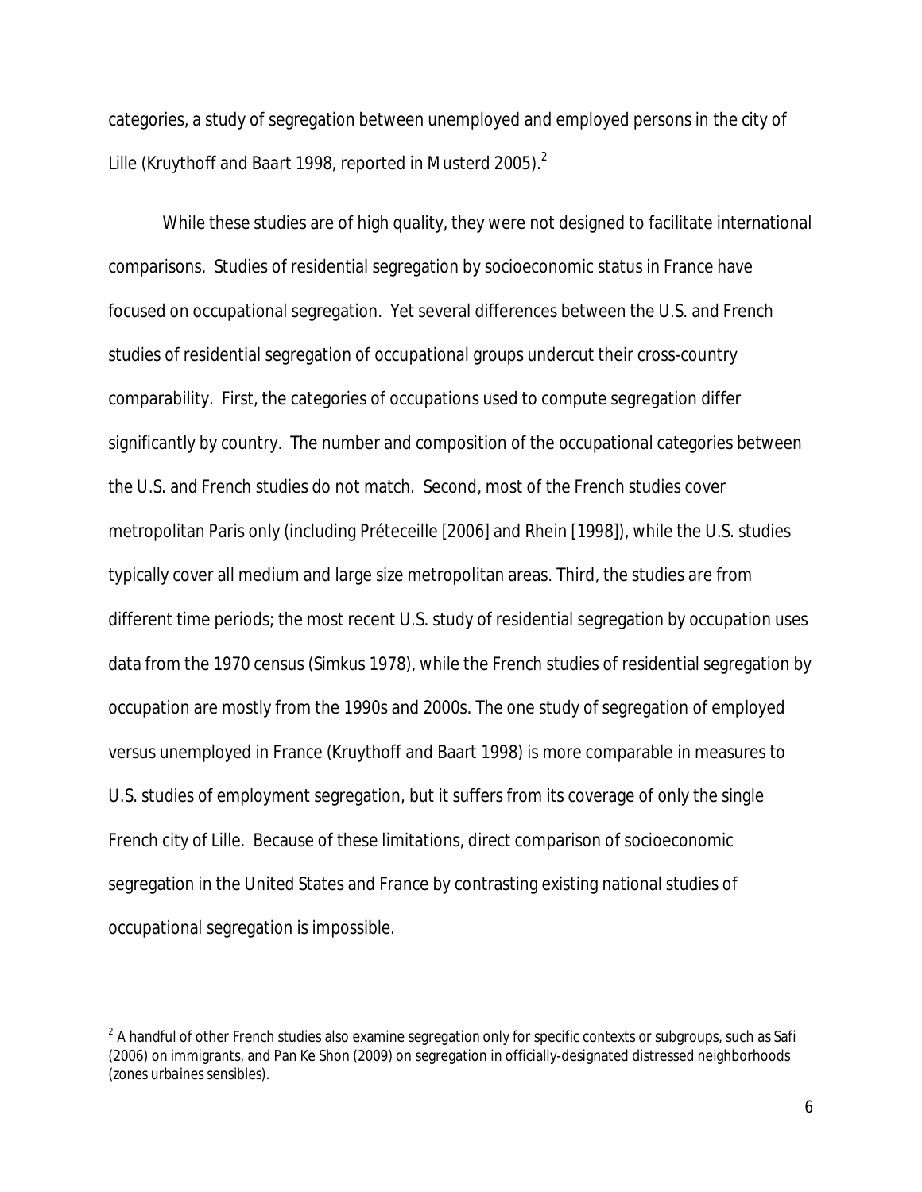categories, a study of segregation between unemployed and employed persons in the city of Lille (Kruythoff and Baart 1998, reported in Musterd 2005).[2]

While these studies are of high quality, they were not designed to facilitate international comparisons. Studies of residential segregation by socioeconomic status in France have focused on occupational segregation. Yet several differences between the U.S. and French studies of residential segregation of occupational groups undercut their cross-country comparability. First, the categories of occupations used to compute segregation differ significantly by country. The number and composition of the occupational categories between the U.S. and French studies do not match. Second, most of the French studies cover metropolitan Paris only (including Préteceille [2006] and Rhein [1998]), while the U.S. studies typically cover all medium and large size metropolitan areas. Third, the studies are from different time periods; the most recent U.S. study of residential segregation by occupation uses data from the 1970 census (Simkus 1978), while the French studies of residential segregation by occupation are mostly from the 1990s and 2000s. The one study of segregation of employed versus unemployed in France (Kruythoff and Baart 1998) is more comparable in measures to U.S. studies of employment segregation, but it suffers from its coverage of only the single French city of Lille. Because of these limitations, direct comparison of socioeconomic segregation in the United States and France by contrasting existing national studies of occupational segregation is impossible.

[2] A handful of other French studies also examine segregation only for specific contexts or subgroups, such as Safi (2006) on immigrants, and Pan Ke Shon (2009) on segregation in officially-designated distressed neighborhoods (*zones urbaines sensibles*).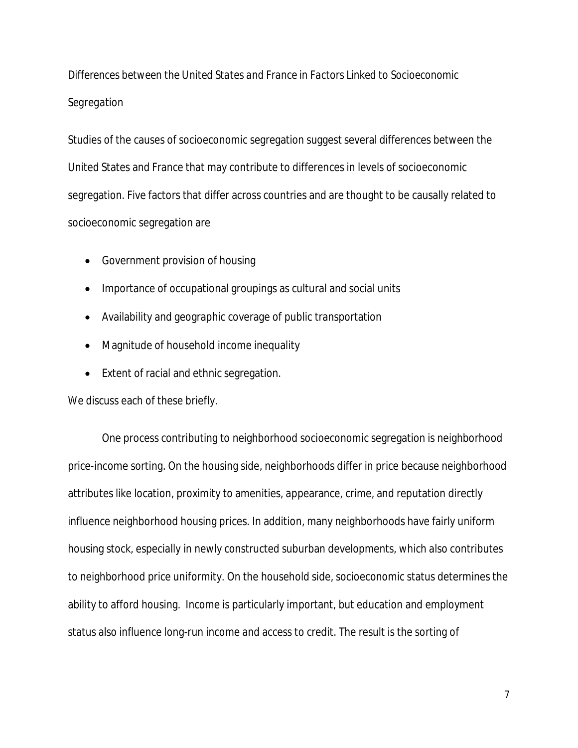*Differences between the United States and France in Factors Linked to Socioeconomic Segregation*

Studies of the causes of socioeconomic segregation suggest several differences between the United States and France that may contribute to differences in levels of socioeconomic segregation. Five factors that differ across countries and are thought to be causally related to socioeconomic segregation are

- Government provision of housing
- Importance of occupational groupings as cultural and social units
- Availability and geographic coverage of public transportation
- Magnitude of household income inequality
- Extent of racial and ethnic segregation.

We discuss each of these briefly.

One process contributing to neighborhood socioeconomic segregation is neighborhood price-income sorting. On the housing side, neighborhoods differ in price because neighborhood attributes like location, proximity to amenities, appearance, crime, and reputation directly influence neighborhood housing prices. In addition, many neighborhoods have fairly uniform housing stock, especially in newly constructed suburban developments, which also contributes to neighborhood price uniformity. On the household side, socioeconomic status determines the ability to afford housing. Income is particularly important, but education and employment status also influence long-run income and access to credit. The result is the sorting of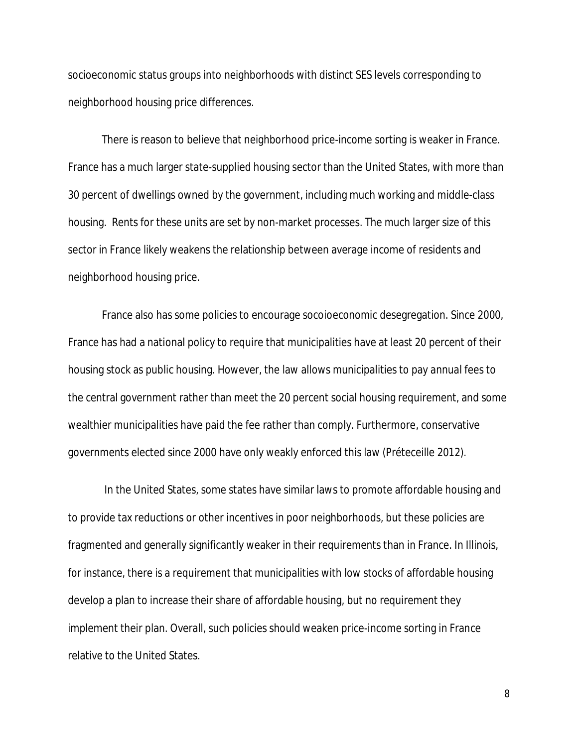socioeconomic status groups into neighborhoods with distinct SES levels corresponding to neighborhood housing price differences.

There is reason to believe that neighborhood price-income sorting is weaker in France. France has a much larger state-supplied housing sector than the United States, with more than 30 percent of dwellings owned by the government, including much working and middle-class housing. Rents for these units are set by non-market processes. The much larger size of this sector in France likely weakens the relationship between average income of residents and neighborhood housing price.

France also has some policies to encourage socoioeconomic desegregation. Since 2000, France has had a national policy to require that municipalities have at least 20 percent of their housing stock as public housing. However, the law allows municipalities to pay annual fees to the central government rather than meet the 20 percent social housing requirement, and some wealthier municipalities have paid the fee rather than comply. Furthermore, conservative governments elected since 2000 have only weakly enforced this law (Préteceille 2012).

In the United States, some states have similar laws to promote affordable housing and to provide tax reductions or other incentives in poor neighborhoods, but these policies are fragmented and generally significantly weaker in their requirements than in France. In Illinois, for instance, there is a requirement that municipalities with low stocks of affordable housing develop a plan to increase their share of affordable housing, but no requirement they implement their plan. Overall, such policies should weaken price-income sorting in France relative to the United States.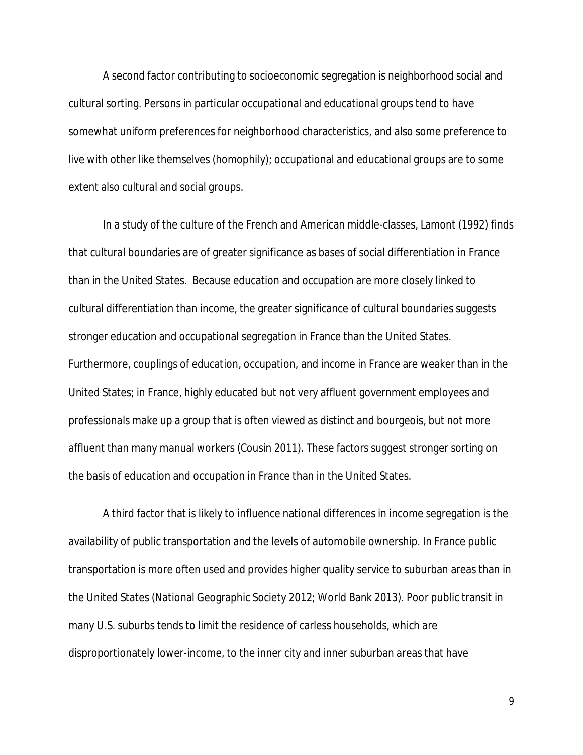A second factor contributing to socioeconomic segregation is neighborhood social and cultural sorting. Persons in particular occupational and educational groups tend to have somewhat uniform preferences for neighborhood characteristics, and also some preference to live with other like themselves (homophily); occupational and educational groups are to some extent also cultural and social groups.

In a study of the culture of the French and American middle-classes, Lamont (1992) finds that cultural boundaries are of greater significance as bases of social differentiation in France than in the United States. Because education and occupation are more closely linked to cultural differentiation than income, the greater significance of cultural boundaries suggests stronger education and occupational segregation in France than the United States. Furthermore, couplings of education, occupation, and income in France are weaker than in the United States; in France, highly educated but not very affluent government employees and professionals make up a group that is often viewed as distinct and bourgeois, but not more affluent than many manual workers (Cousin 2011). These factors suggest stronger sorting on the basis of education and occupation in France than in the United States.

A third factor that is likely to influence national differences in income segregation is the availability of public transportation and the levels of automobile ownership. In France public transportation is more often used and provides higher quality service to suburban areas than in the United States (National Geographic Society 2012; World Bank 2013). Poor public transit in many U.S. suburbs tends to limit the residence of carless households, which are disproportionately lower-income, to the inner city and inner suburban areas that have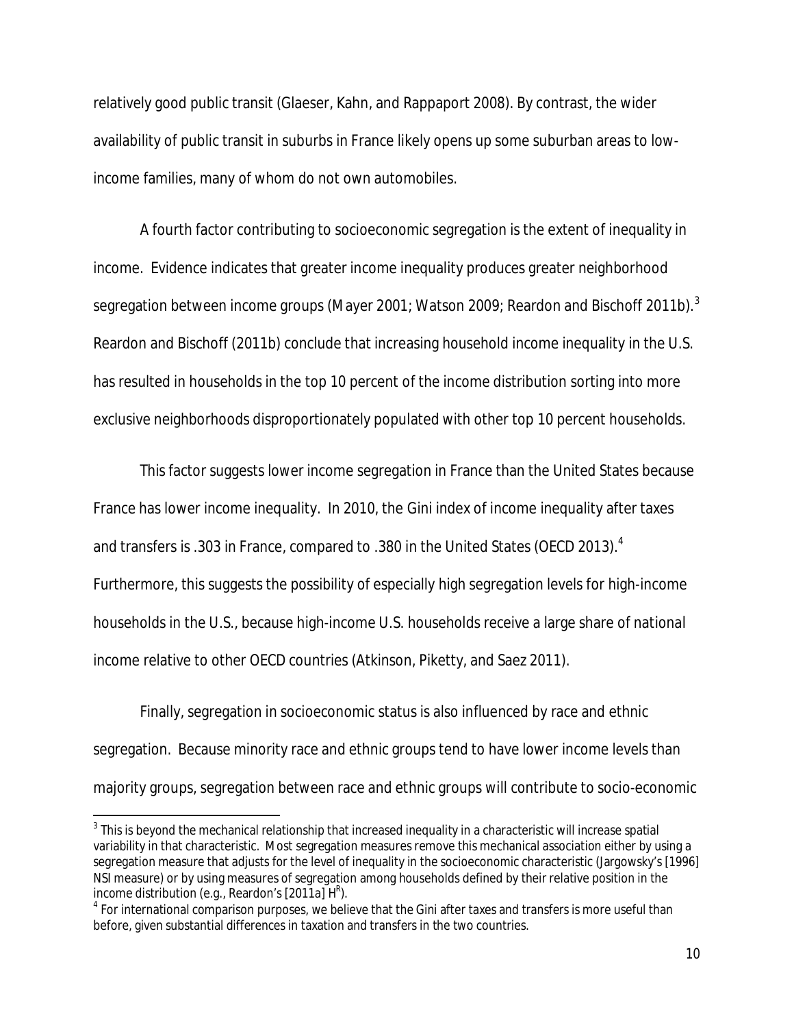relatively good public transit (Glaeser, Kahn, and Rappaport 2008). By contrast, the wider availability of public transit in suburbs in France likely opens up some suburban areas to low-income families, many of whom do not own automobiles.

A fourth factor contributing to socioeconomic segregation is the extent of inequality in income. Evidence indicates that greater income inequality produces greater neighborhood segregation between income groups (Mayer 2001; Watson 2009; Reardon and Bischoff 2011b).[3] Reardon and Bischoff (2011b) conclude that increasing household income inequality in the U.S. has resulted in households in the top 10 percent of the income distribution sorting into more exclusive neighborhoods disproportionately populated with other top 10 percent households.

This factor suggests lower income segregation in France than the United States because France has lower income inequality. In 2010, the Gini index of income inequality after taxes and transfers is .303 in France, compared to .380 in the United States (OECD 2013).[4] Furthermore, this suggests the possibility of especially high segregation levels for high-income households in the U.S., because high-income U.S. households receive a large share of national income relative to other OECD countries (Atkinson, Piketty, and Saez 2011).

Finally, segregation in socioeconomic status is also influenced by race and ethnic segregation. Because minority race and ethnic groups tend to have lower income levels than majority groups, segregation between race and ethnic groups will contribute to socio-economic

---

[3] This is beyond the mechanical relationship that increased inequality in a characteristic will increase spatial variability in that characteristic. Most segregation measures remove this mechanical association either by using a segregation measure that adjusts for the level of inequality in the socioeconomic characteristic (Jargowsky's [1996] NSI measure) or by using measures of segregation among households defined by their relative position in the income distribution (e.g., Reardon's [2011a] $H^R$).

[4] For international comparison purposes, we believe that the Gini after taxes and transfers is more useful than before, given substantial differences in taxation and transfers in the two countries.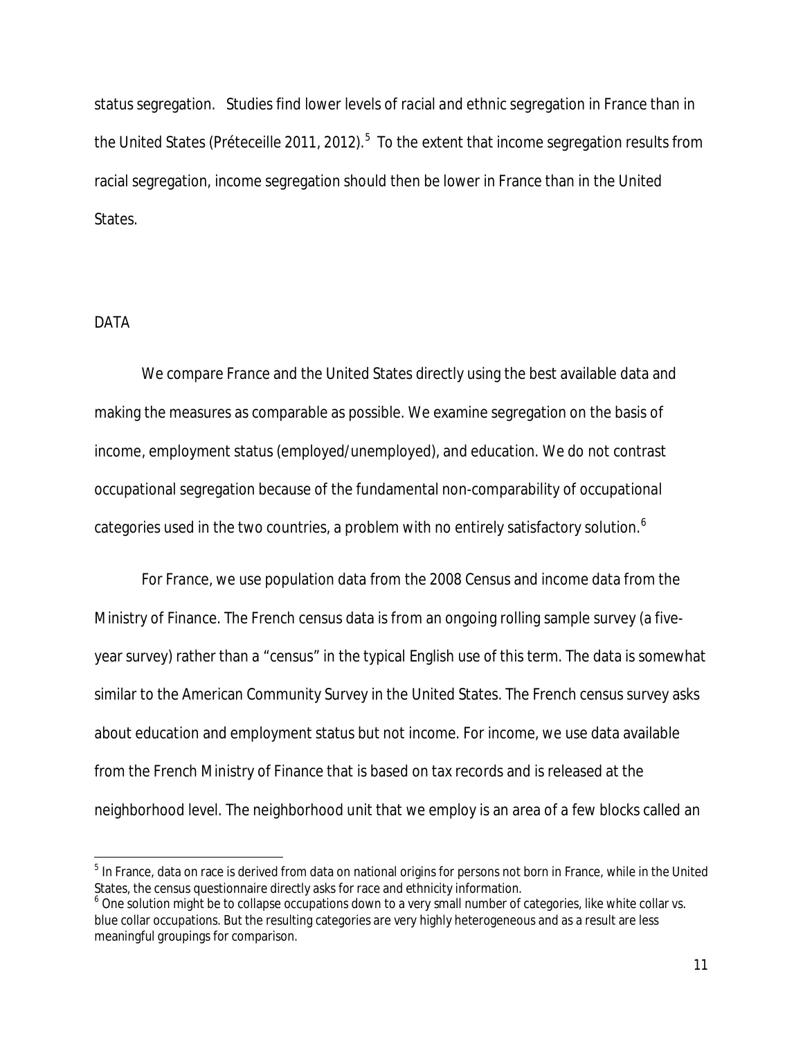status segregation. Studies find lower levels of racial and ethnic segregation in France than in the United States (Préteceille 2011, 2012).[5] To the extent that income segregation results from racial segregation, income segregation should then be lower in France than in the United States.

## DATA

We compare France and the United States directly using the best available data and making the measures as comparable as possible. We examine segregation on the basis of income, employment status (employed/unemployed), and education. We do not contrast occupational segregation because of the fundamental non-comparability of occupational categories used in the two countries, a problem with no entirely satisfactory solution.[6]

For France, we use population data from the 2008 Census and income data from the Ministry of Finance. The French census data is from an ongoing rolling sample survey (a five-year survey) rather than a "census" in the typical English use of this term. The data is somewhat similar to the American Community Survey in the United States. The French census survey asks about education and employment status but not income. For income, we use data available from the French Ministry of Finance that is based on tax records and is released at the neighborhood level. The neighborhood unit that we employ is an area of a few blocks called an

---

[5] In France, data on race is derived from data on national origins for persons not born in France, while in the United States, the census questionnaire directly asks for race and ethnicity information.

[6] One solution might be to collapse occupations down to a very small number of categories, like white collar vs. blue collar occupations. But the resulting categories are very highly heterogeneous and as a result are less meaningful groupings for comparison.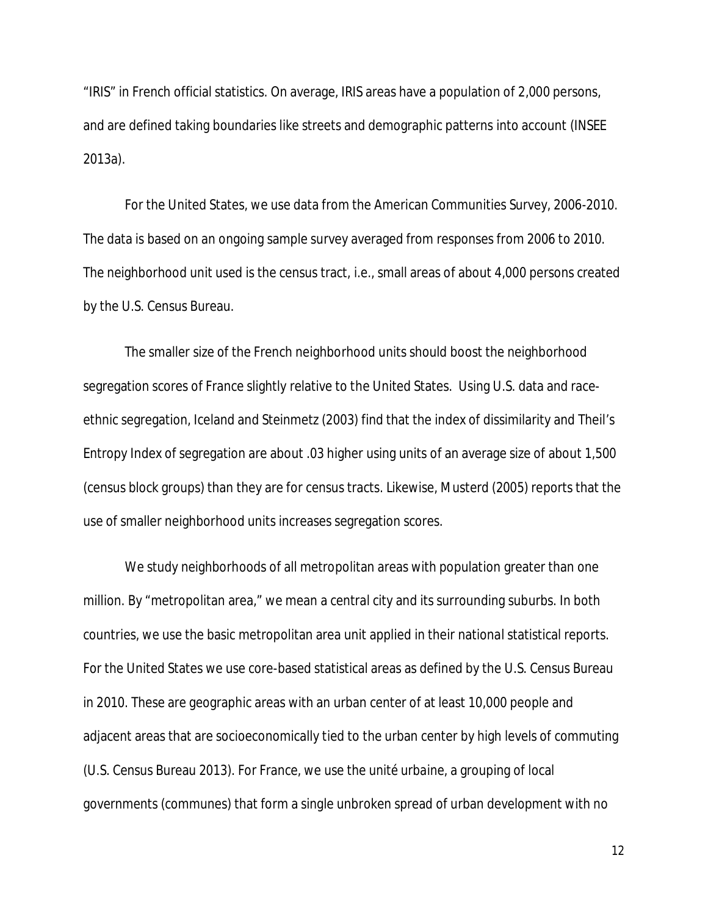"IRIS" in French official statistics. On average, IRIS areas have a population of 2,000 persons, and are defined taking boundaries like streets and demographic patterns into account (INSEE 2013a).

For the United States, we use data from the American Communities Survey, 2006-2010. The data is based on an ongoing sample survey averaged from responses from 2006 to 2010. The neighborhood unit used is the census tract, i.e., small areas of about 4,000 persons created by the U.S. Census Bureau.

The smaller size of the French neighborhood units should boost the neighborhood segregation scores of France slightly relative to the United States. Using U.S. data and race-ethnic segregation, Iceland and Steinmetz (2003) find that the index of dissimilarity and Theil's Entropy Index of segregation are about .03 higher using units of an average size of about 1,500 (census block groups) than they are for census tracts. Likewise, Musterd (2005) reports that the use of smaller neighborhood units increases segregation scores.

We study neighborhoods of all metropolitan areas with population greater than one million. By "metropolitan area," we mean a central city and its surrounding suburbs. In both countries, we use the basic metropolitan area unit applied in their national statistical reports. For the United States we use core-based statistical areas as defined by the U.S. Census Bureau in 2010. These are geographic areas with an urban center of at least 10,000 people and adjacent areas that are socioeconomically tied to the urban center by high levels of commuting (U.S. Census Bureau 2013). For France, we use the *unité urbaine*, a grouping of local governments (communes) that form a single unbroken spread of urban development with no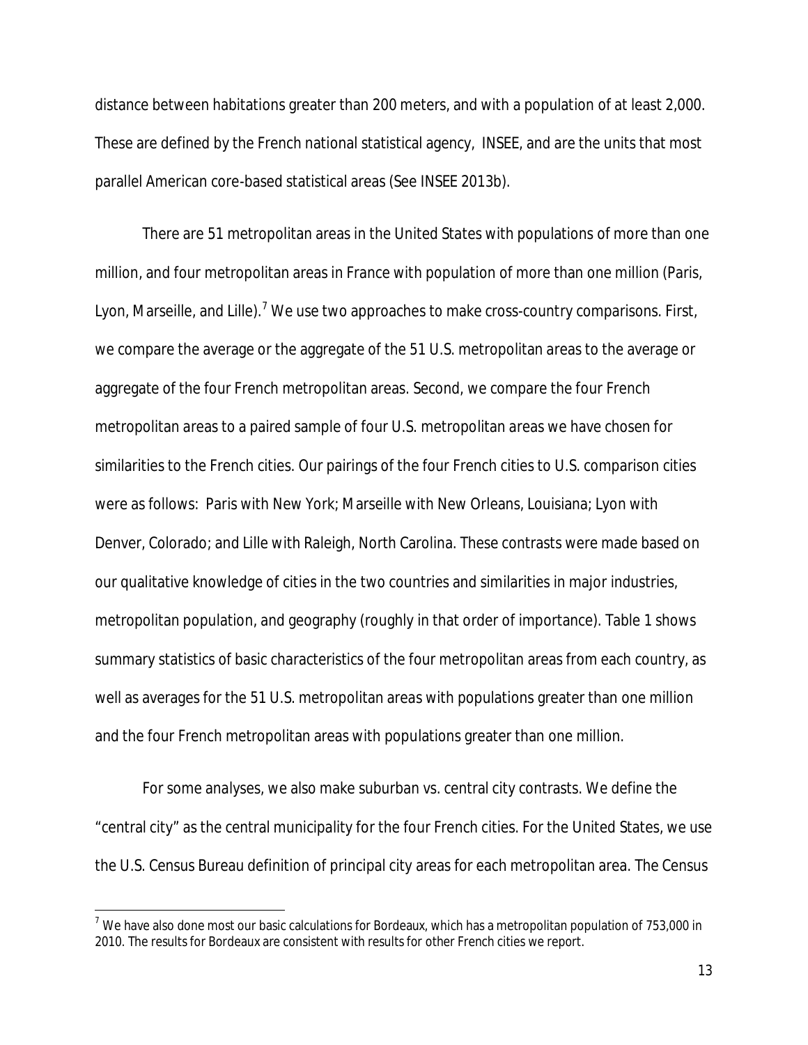distance between habitations greater than 200 meters, and with a population of at least 2,000. These are defined by the French national statistical agency, INSEE, and are the units that most parallel American core-based statistical areas (See INSEE 2013b).

There are 51 metropolitan areas in the United States with populations of more than one million, and four metropolitan areas in France with population of more than one million (Paris, Lyon, Marseille, and Lille).[7] We use two approaches to make cross-country comparisons. First, we compare the average or the aggregate of the 51 U.S. metropolitan areas to the average or aggregate of the four French metropolitan areas. Second, we compare the four French metropolitan areas to a paired sample of four U.S. metropolitan areas we have chosen for similarities to the French cities. Our pairings of the four French cities to U.S. comparison cities were as follows: Paris with New York; Marseille with New Orleans, Louisiana; Lyon with Denver, Colorado; and Lille with Raleigh, North Carolina. These contrasts were made based on our qualitative knowledge of cities in the two countries and similarities in major industries, metropolitan population, and geography (roughly in that order of importance). Table 1 shows summary statistics of basic characteristics of the four metropolitan areas from each country, as well as averages for the 51 U.S. metropolitan areas with populations greater than one million and the four French metropolitan areas with populations greater than one million.

For some analyses, we also make suburban vs. central city contrasts. We define the "central city" as the central municipality for the four French cities. For the United States, we use the U.S. Census Bureau definition of principal city areas for each metropolitan area. The Census

[7] We have also done most our basic calculations for Bordeaux, which has a metropolitan population of 753,000 in 2010. The results for Bordeaux are consistent with results for other French cities we report.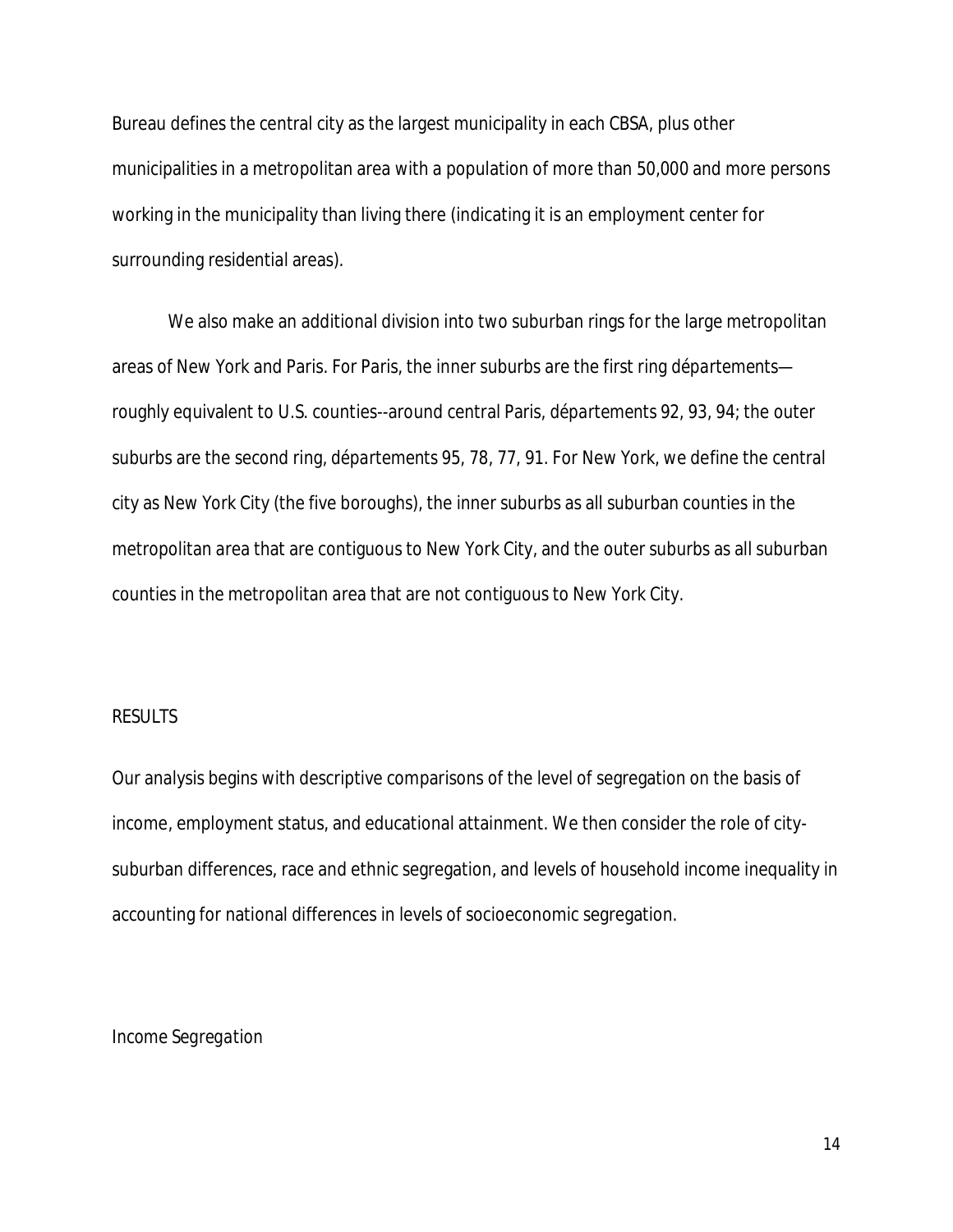Bureau defines the central city as the largest municipality in each CBSA, plus other municipalities in a metropolitan area with a population of more than 50,000 and more persons working in the municipality than living there (indicating it is an employment center for surrounding residential areas).

We also make an additional division into two suburban rings for the large metropolitan areas of New York and Paris. For Paris, the inner suburbs are the first ring *départements*—roughly equivalent to U.S. counties--around central Paris, *départements* 92, 93, 94; the outer suburbs are the second ring, *départements* 95, 78, 77, 91. For New York, we define the central city as New York City (the five boroughs), the inner suburbs as all suburban counties in the metropolitan area that are contiguous to New York City, and the outer suburbs as all suburban counties in the metropolitan area that are not contiguous to New York City.

## RESULTS

Our analysis begins with descriptive comparisons of the level of segregation on the basis of income, employment status, and educational attainment. We then consider the role of city-suburban differences, race and ethnic segregation, and levels of household income inequality in accounting for national differences in levels of socioeconomic segregation.

### *Income Segregation*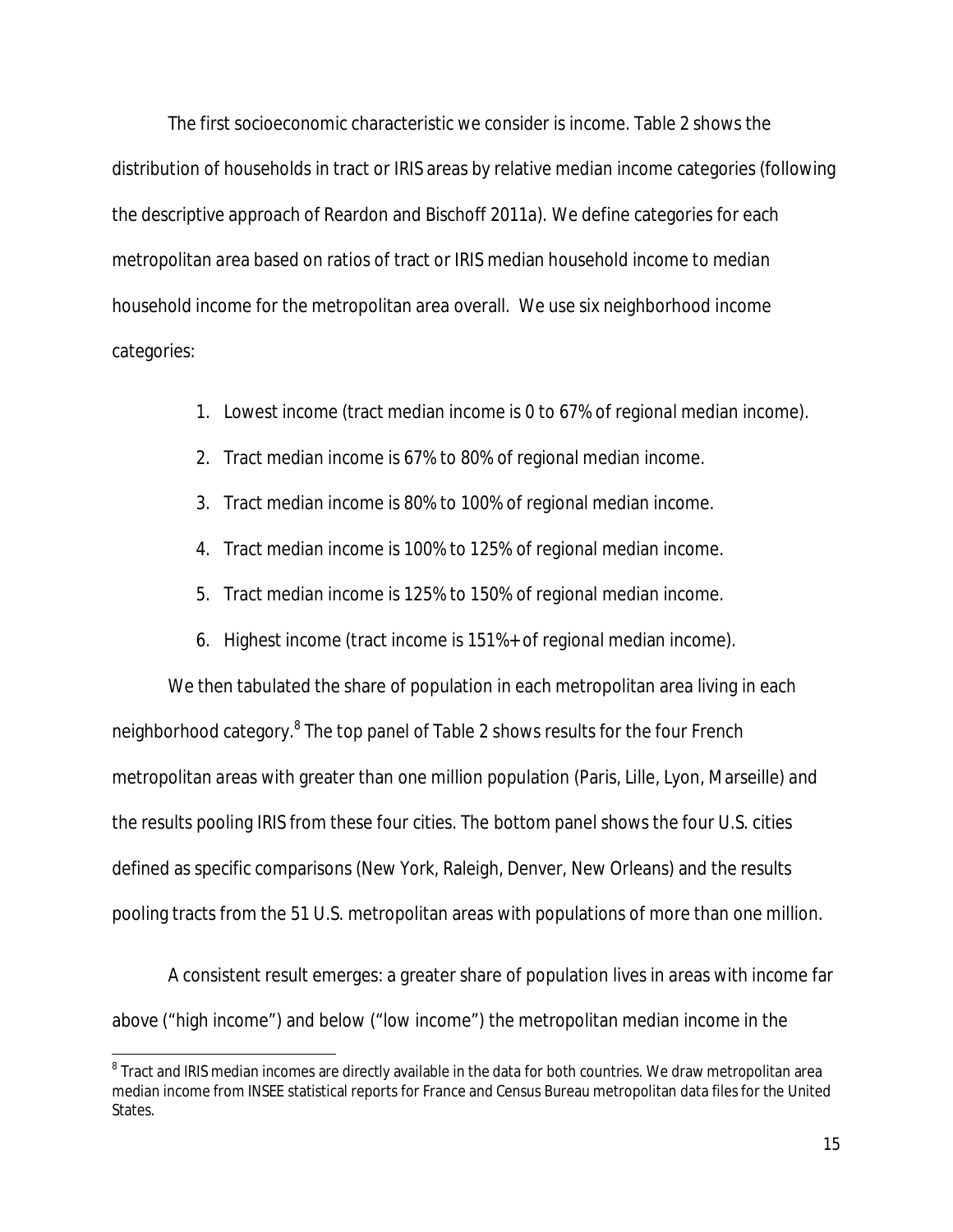The first socioeconomic characteristic we consider is income. Table 2 shows the distribution of households in tract or IRIS areas by relative median income categories (following the descriptive approach of Reardon and Bischoff 2011a). We define categories for each metropolitan area based on ratios of tract or IRIS median household income to median household income for the metropolitan area overall. We use six neighborhood income categories:

1. Lowest income (tract median income is 0 to 67% of regional median income).
2. Tract median income is 67% to 80% of regional median income.
3. Tract median income is 80% to 100% of regional median income.
4. Tract median income is 100% to 125% of regional median income.
5. Tract median income is 125% to 150% of regional median income.
6. Highest income (tract income is 151%+ of regional median income).

We then tabulated the share of population in each metropolitan area living in each neighborhood category.[8] The top panel of Table 2 shows results for the four French metropolitan areas with greater than one million population (Paris, Lille, Lyon, Marseille) and the results pooling IRIS from these four cities. The bottom panel shows the four U.S. cities defined as specific comparisons (New York, Raleigh, Denver, New Orleans) and the results pooling tracts from the 51 U.S. metropolitan areas with populations of more than one million.

A consistent result emerges: a greater share of population lives in areas with income far above ("high income") and below ("low income") the metropolitan median income in the

[8] Tract and IRIS median incomes are directly available in the data for both countries. We draw metropolitan area median income from INSEE statistical reports for France and Census Bureau metropolitan data files for the United States.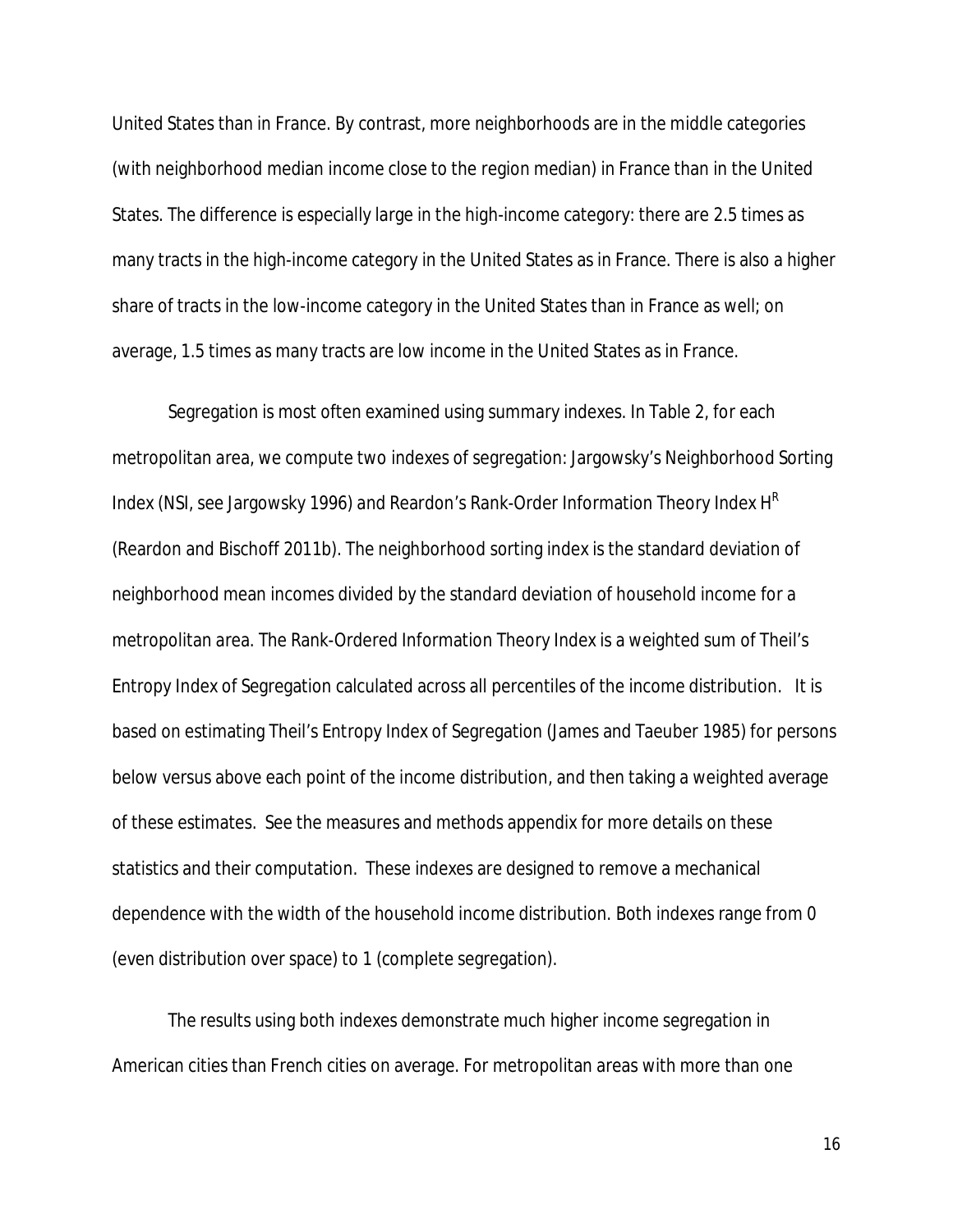United States than in France. By contrast, more neighborhoods are in the middle categories (with neighborhood median income close to the region median) in France than in the United States. The difference is especially large in the high-income category: there are 2.5 times as many tracts in the high-income category in the United States as in France. There is also a higher share of tracts in the low-income category in the United States than in France as well; on average, 1.5 times as many tracts are low income in the United States as in France.

Segregation is most often examined using summary indexes. In Table 2, for each metropolitan area, we compute two indexes of segregation: Jargowsky's Neighborhood Sorting Index (NSI, see Jargowsky 1996) and Reardon's Rank-Order Information Theory Index $H^R$ (Reardon and Bischoff 2011b). The neighborhood sorting index is the standard deviation of neighborhood mean incomes divided by the standard deviation of household income for a metropolitan area. The Rank-Ordered Information Theory Index is a weighted sum of Theil's Entropy Index of Segregation calculated across all percentiles of the income distribution. It is based on estimating Theil's Entropy Index of Segregation (James and Taeuber 1985) for persons below versus above each point of the income distribution, and then taking a weighted average of these estimates. See the measures and methods appendix for more details on these statistics and their computation. These indexes are designed to remove a mechanical dependence with the width of the household income distribution. Both indexes range from 0 (even distribution over space) to 1 (complete segregation).

The results using both indexes demonstrate much higher income segregation in American cities than French cities on average. For metropolitan areas with more than one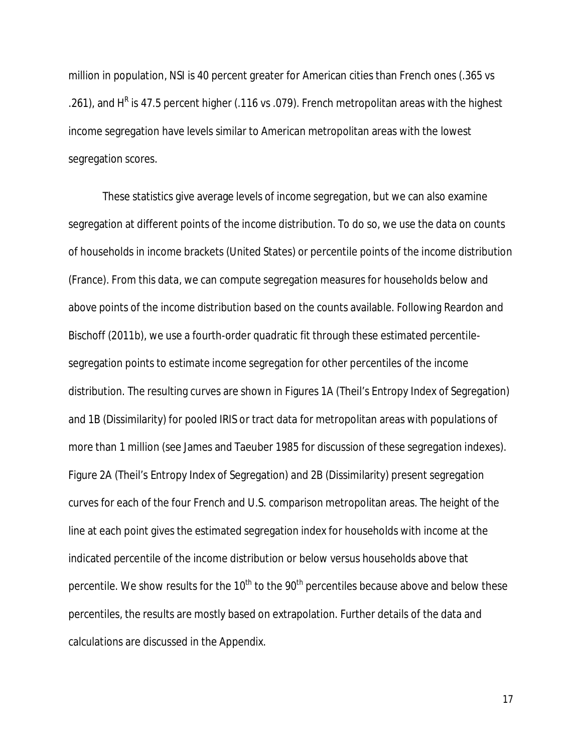million in population, NSI is 40 percent greater for American cities than French ones (.365 vs .261), and $H^R$ is 47.5 percent higher (.116 vs .079). French metropolitan areas with the highest income segregation have levels similar to American metropolitan areas with the lowest segregation scores.

These statistics give average levels of income segregation, but we can also examine segregation at different points of the income distribution. To do so, we use the data on counts of households in income brackets (United States) or percentile points of the income distribution (France). From this data, we can compute segregation measures for households below and above points of the income distribution based on the counts available. Following Reardon and Bischoff (2011b), we use a fourth-order quadratic fit through these estimated percentile-segregation points to estimate income segregation for other percentiles of the income distribution. The resulting curves are shown in Figures 1A (Theil's Entropy Index of Segregation) and 1B (Dissimilarity) for pooled IRIS or tract data for metropolitan areas with populations of more than 1 million (see James and Taeuber 1985 for discussion of these segregation indexes). Figure 2A (Theil's Entropy Index of Segregation) and 2B (Dissimilarity) present segregation curves for each of the four French and U.S. comparison metropolitan areas. The height of the line at each point gives the estimated segregation index for households with income at the indicated percentile of the income distribution or below versus households above that percentile. We show results for the $10^{th}$ to the $90^{th}$ percentiles because above and below these percentiles, the results are mostly based on extrapolation. Further details of the data and calculations are discussed in the Appendix.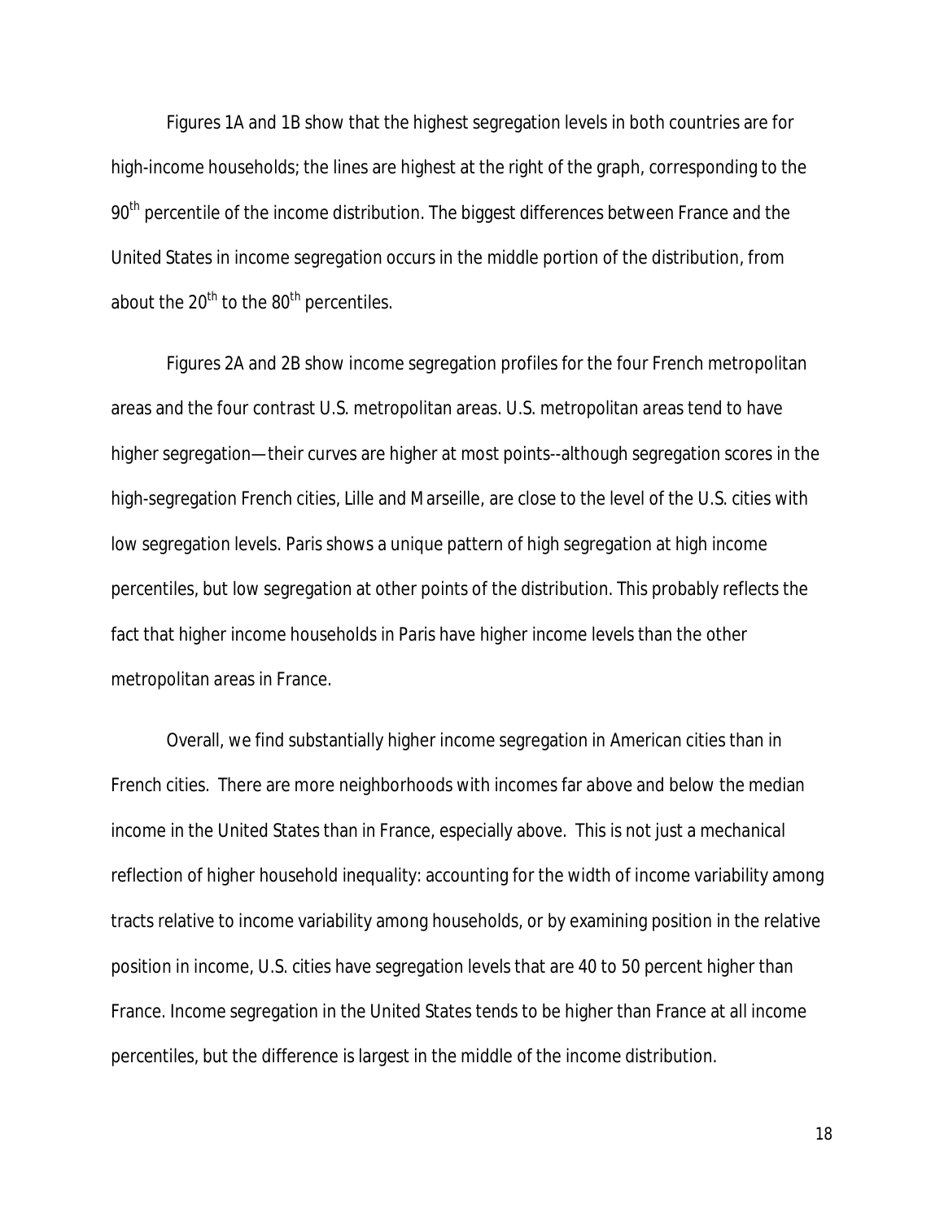Figures 1A and 1B show that the highest segregation levels in both countries are for high-income households; the lines are highest at the right of the graph, corresponding to the 90th percentile of the income distribution. The biggest differences between France and the United States in income segregation occurs in the middle portion of the distribution, from about the 20th to the 80th percentiles.

Figures 2A and 2B show income segregation profiles for the four French metropolitan areas and the four contrast U.S. metropolitan areas. U.S. metropolitan areas tend to have higher segregation—their curves are higher at most points--although segregation scores in the high-segregation French cities, Lille and Marseille, are close to the level of the U.S. cities with low segregation levels. Paris shows a unique pattern of high segregation at high income percentiles, but low segregation at other points of the distribution. This probably reflects the fact that higher income households in Paris have higher income levels than the other metropolitan areas in France.

Overall, we find substantially higher income segregation in American cities than in French cities. There are more neighborhoods with incomes far above and below the median income in the United States than in France, especially above. This is not just a mechanical reflection of higher household inequality: accounting for the width of income variability among tracts relative to income variability among households, or by examining position in the relative position in income, U.S. cities have segregation levels that are 40 to 50 percent higher than France. Income segregation in the United States tends to be higher than France at all income percentiles, but the difference is largest in the middle of the income distribution.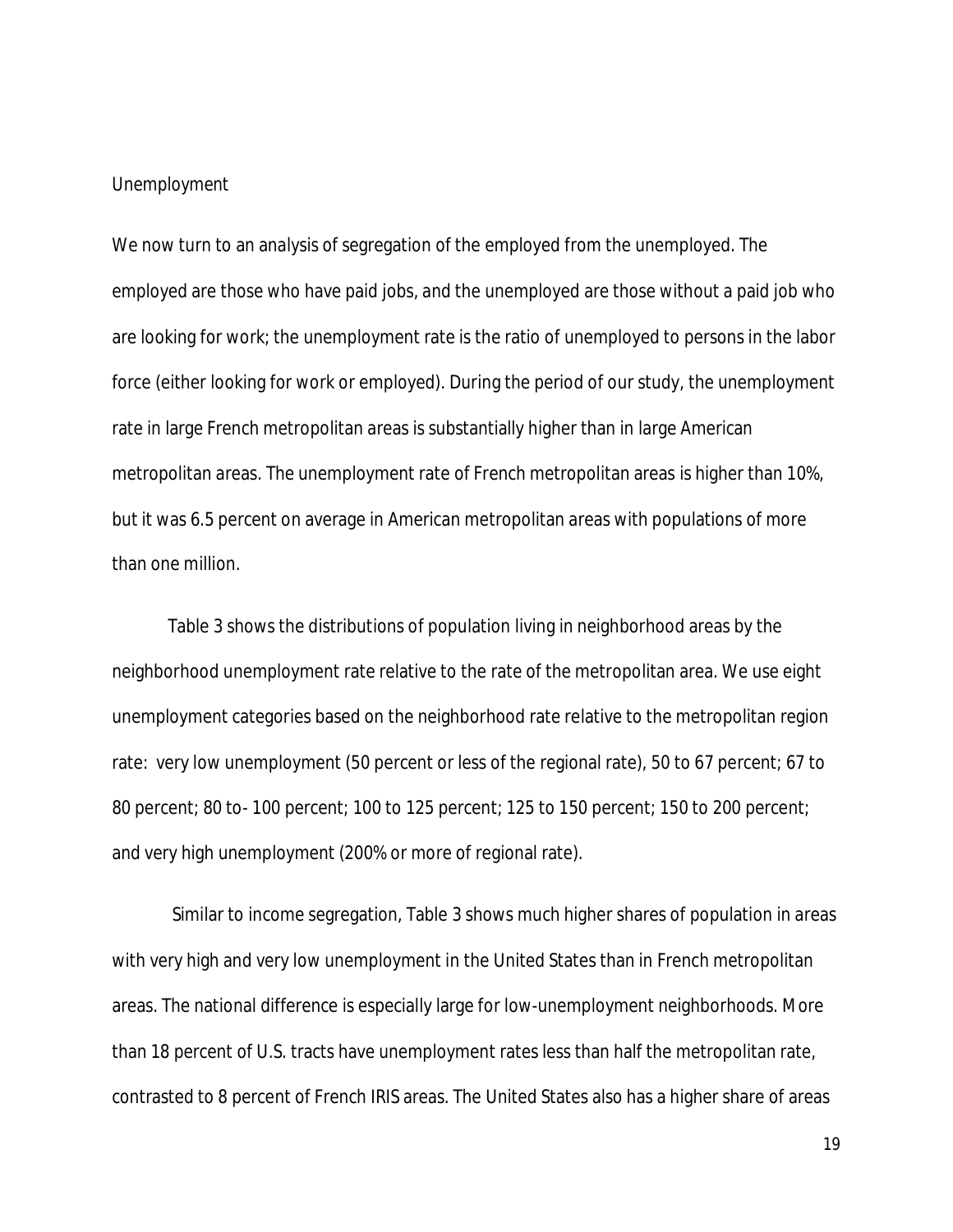Unemployment

We now turn to an analysis of segregation of the employed from the unemployed. The employed are those who have paid jobs, and the unemployed are those without a paid job who are looking for work; the unemployment rate is the ratio of unemployed to persons in the labor force (either looking for work or employed). During the period of our study, the unemployment rate in large French metropolitan areas is substantially higher than in large American metropolitan areas. The unemployment rate of French metropolitan areas is higher than 10%, but it was 6.5 percent on average in American metropolitan areas with populations of more than one million.

Table 3 shows the distributions of population living in neighborhood areas by the neighborhood unemployment rate relative to the rate of the metropolitan area. We use eight unemployment categories based on the neighborhood rate relative to the metropolitan region rate: very low unemployment (50 percent or less of the regional rate), 50 to 67 percent; 67 to 80 percent; 80 to- 100 percent; 100 to 125 percent; 125 to 150 percent; 150 to 200 percent; and very high unemployment (200% or more of regional rate).

Similar to income segregation, Table 3 shows much higher shares of population in areas with very high and very low unemployment in the United States than in French metropolitan areas. The national difference is especially large for low-unemployment neighborhoods. More than 18 percent of U.S. tracts have unemployment rates less than half the metropolitan rate, contrasted to 8 percent of French IRIS areas. The United States also has a higher share of areas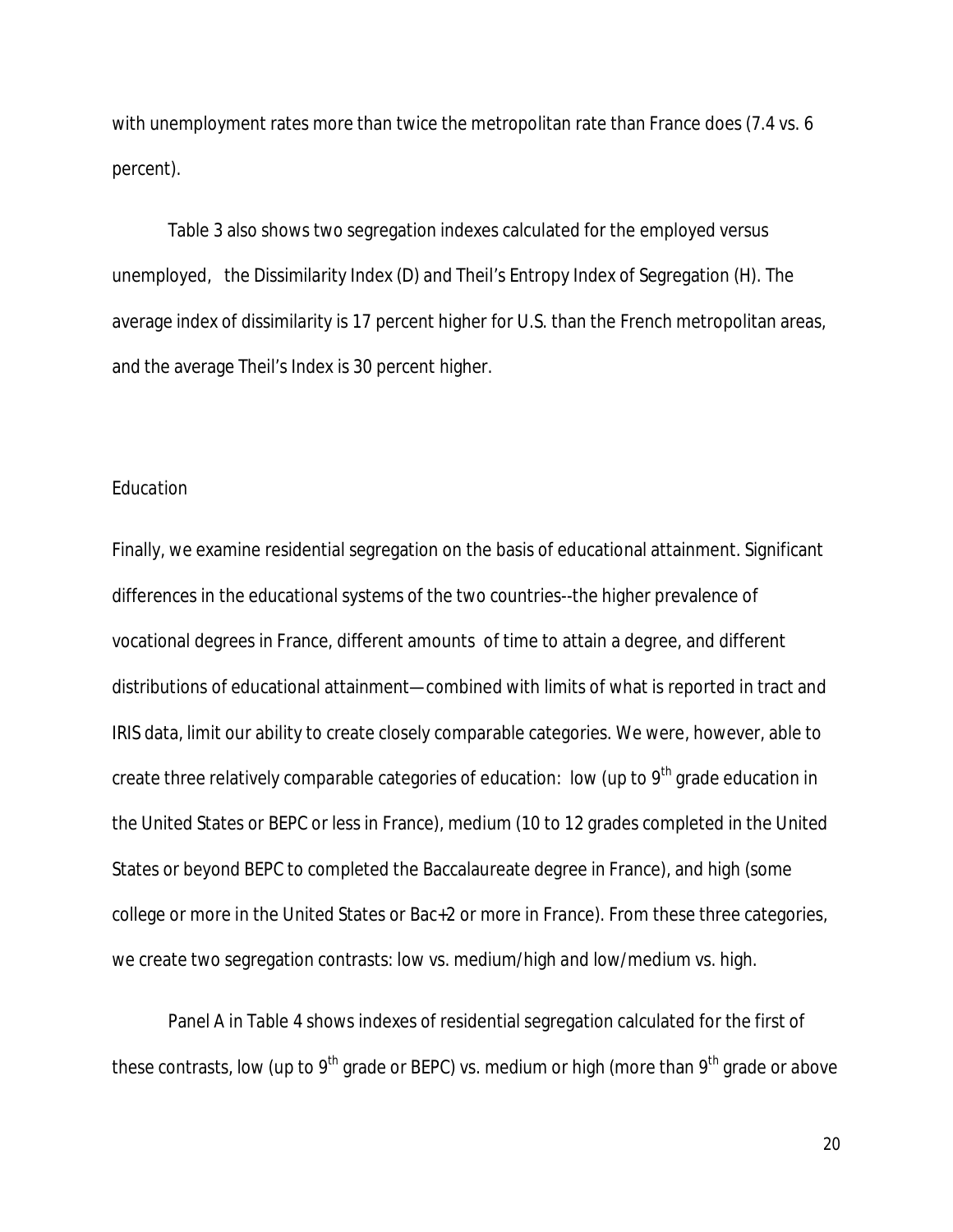with unemployment rates more than twice the metropolitan rate than France does (7.4 vs. 6 percent).

Table 3 also shows two segregation indexes calculated for the employed versus unemployed, the Dissimilarity Index (D) and Theil's Entropy Index of Segregation (H). The average index of dissimilarity is 17 percent higher for U.S. than the French metropolitan areas, and the average Theil's Index is 30 percent higher.

*Education*

Finally, we examine residential segregation on the basis of educational attainment. Significant differences in the educational systems of the two countries--the higher prevalence of vocational degrees in France, different amounts of time to attain a degree, and different distributions of educational attainment—combined with limits of what is reported in tract and IRIS data, limit our ability to create closely comparable categories. We were, however, able to create three relatively comparable categories of education: low (up to 9th grade education in the United States or BEPC or less in France), medium (10 to 12 grades completed in the United States or beyond BEPC to completed the Baccalaureate degree in France), and high (some college or more in the United States or Bac+2 or more in France). From these three categories, we create two segregation contrasts: low vs. medium/high and low/medium vs. high.

Panel A in Table 4 shows indexes of residential segregation calculated for the first of these contrasts, low (up to 9th grade or BEPC) vs. medium or high (more than 9th grade or above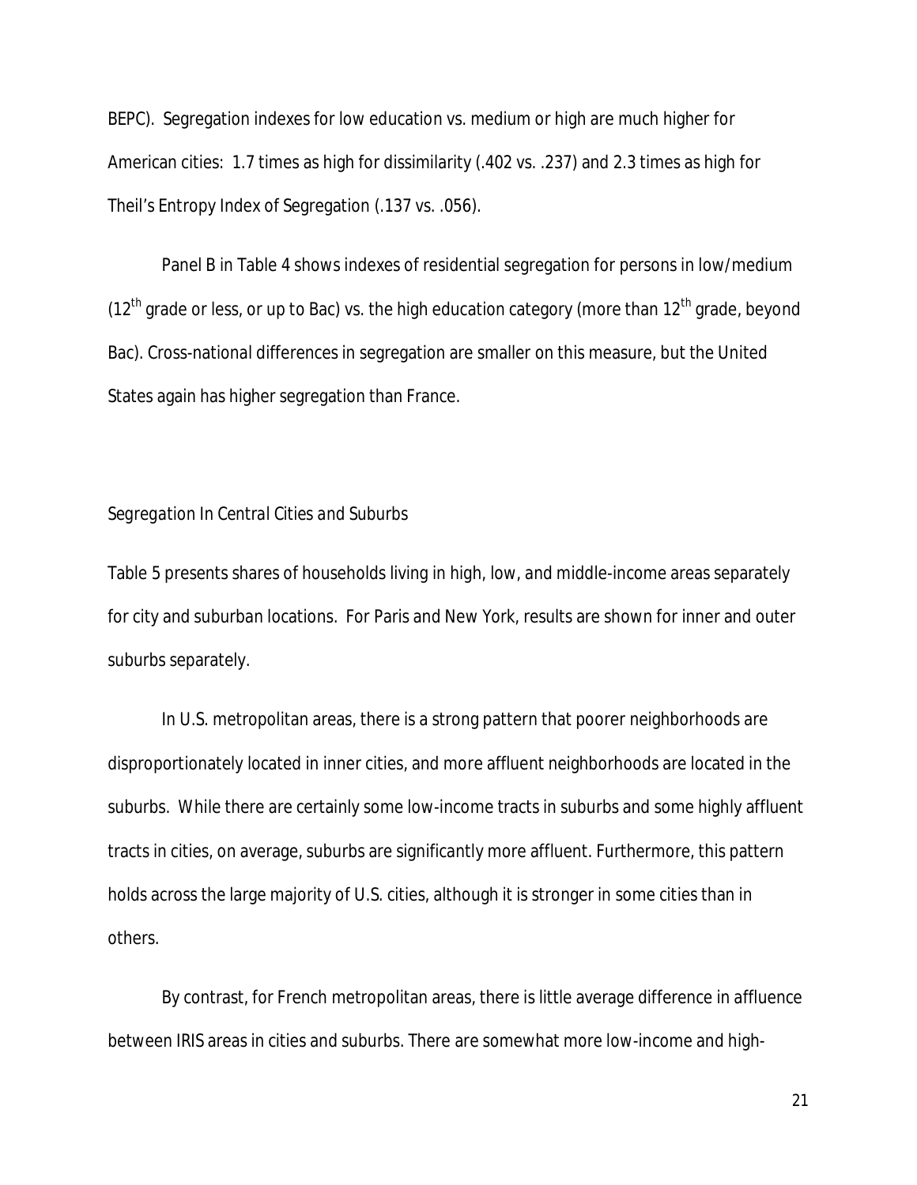BEPC). Segregation indexes for low education vs. medium or high are much higher for American cities: 1.7 times as high for dissimilarity (.402 vs. .237) and 2.3 times as high for Theil's Entropy Index of Segregation (.137 vs. .056).

Panel B in Table 4 shows indexes of residential segregation for persons in low/medium ($12^{th}$ grade or less, or up to Bac) vs. the high education category (more than $12^{th}$ grade, beyond Bac). Cross-national differences in segregation are smaller on this measure, but the United States again has higher segregation than France.

*Segregation In Central Cities and Suburbs*

Table 5 presents shares of households living in high, low, and middle-income areas separately for city and suburban locations. For Paris and New York, results are shown for inner and outer suburbs separately.

In U.S. metropolitan areas, there is a strong pattern that poorer neighborhoods are disproportionately located in inner cities, and more affluent neighborhoods are located in the suburbs. While there are certainly some low-income tracts in suburbs and some highly affluent tracts in cities, on average, suburbs are significantly more affluent. Furthermore, this pattern holds across the large majority of U.S. cities, although it is stronger in some cities than in others.

By contrast, for French metropolitan areas, there is little average difference in affluence between IRIS areas in cities and suburbs. There are somewhat more low-income and high-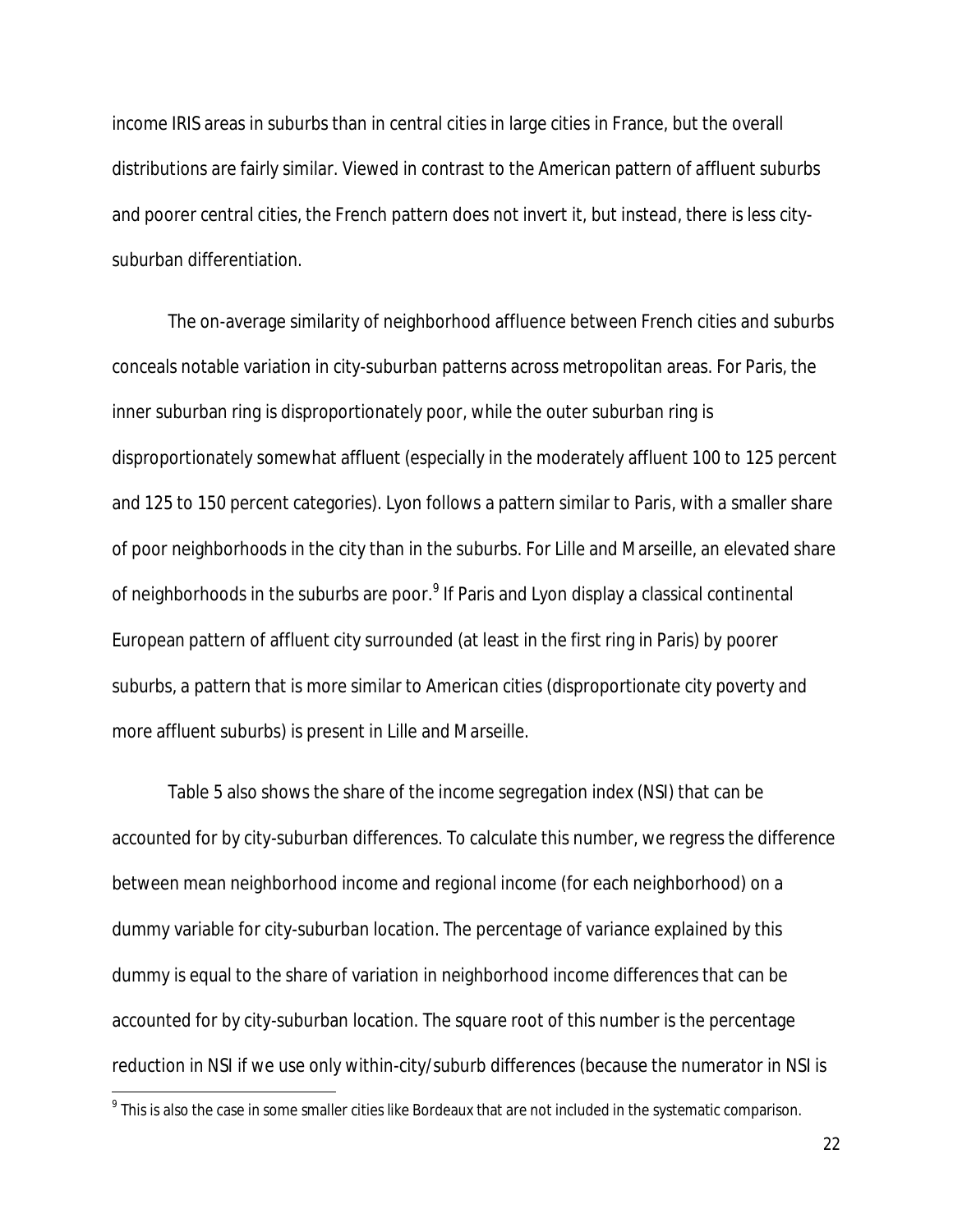income IRIS areas in suburbs than in central cities in large cities in France, but the overall distributions are fairly similar. Viewed in contrast to the American pattern of affluent suburbs and poorer central cities, the French pattern does not invert it, but instead, there is less city-suburban differentiation.

The on-average similarity of neighborhood affluence between French cities and suburbs conceals notable variation in city-suburban patterns across metropolitan areas. For Paris, the inner suburban ring is disproportionately poor, while the outer suburban ring is disproportionately somewhat affluent (especially in the moderately affluent 100 to 125 percent and 125 to 150 percent categories). Lyon follows a pattern similar to Paris, with a smaller share of poor neighborhoods in the city than in the suburbs. For Lille and Marseille, an elevated share of neighborhoods in the suburbs are poor.[9] If Paris and Lyon display a classical continental European pattern of affluent city surrounded (at least in the first ring in Paris) by poorer suburbs, a pattern that is more similar to American cities (disproportionate city poverty and more affluent suburbs) is present in Lille and Marseille.

Table 5 also shows the share of the income segregation index (NSI) that can be accounted for by city-suburban differences. To calculate this number, we regress the difference between mean neighborhood income and regional income (for each neighborhood) on a dummy variable for city-suburban location. The percentage of variance explained by this dummy is equal to the share of variation in neighborhood income differences that can be accounted for by city-suburban location. The square root of this number is the percentage reduction in NSI if we use only within-city/suburb differences (because the numerator in NSI is

[9] This is also the case in some smaller cities like Bordeaux that are not included in the systematic comparison.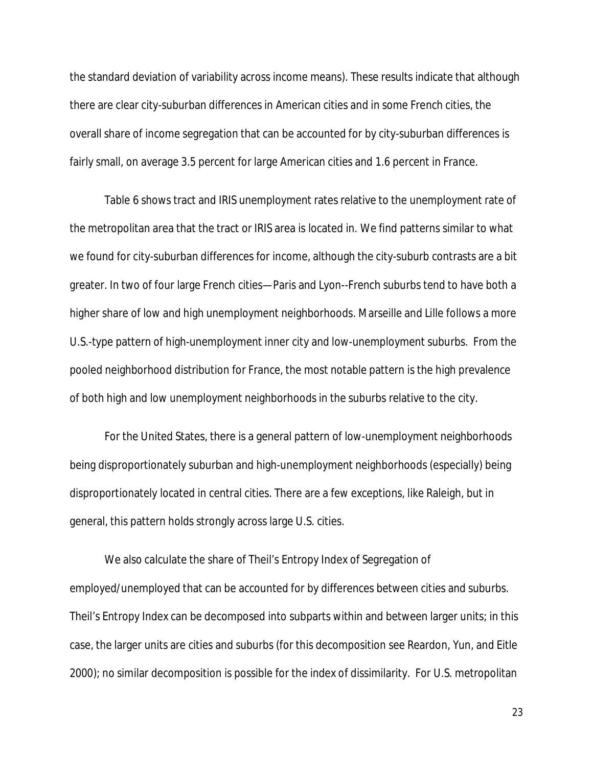the standard deviation of variability across income means). These results indicate that although there are clear city-suburban differences in American cities and in some French cities, the overall share of income segregation that can be accounted for by city-suburban differences is fairly small, on average 3.5 percent for large American cities and 1.6 percent in France.

Table 6 shows tract and IRIS unemployment rates relative to the unemployment rate of the metropolitan area that the tract or IRIS area is located in. We find patterns similar to what we found for city-suburban differences for income, although the city-suburb contrasts are a bit greater. In two of four large French cities—Paris and Lyon--French suburbs tend to have both a higher share of low and high unemployment neighborhoods. Marseille and Lille follows a more U.S.-type pattern of high-unemployment inner city and low-unemployment suburbs. From the pooled neighborhood distribution for France, the most notable pattern is the high prevalence of both high and low unemployment neighborhoods in the suburbs relative to the city.

For the United States, there is a general pattern of low-unemployment neighborhoods being disproportionately suburban and high-unemployment neighborhoods (especially) being disproportionately located in central cities. There are a few exceptions, like Raleigh, but in general, this pattern holds strongly across large U.S. cities.

We also calculate the share of Theil's Entropy Index of Segregation of employed/unemployed that can be accounted for by differences between cities and suburbs. Theil's Entropy Index can be decomposed into subparts within and between larger units; in this case, the larger units are cities and suburbs (for this decomposition see Reardon, Yun, and Eitle 2000); no similar decomposition is possible for the index of dissimilarity. For U.S. metropolitan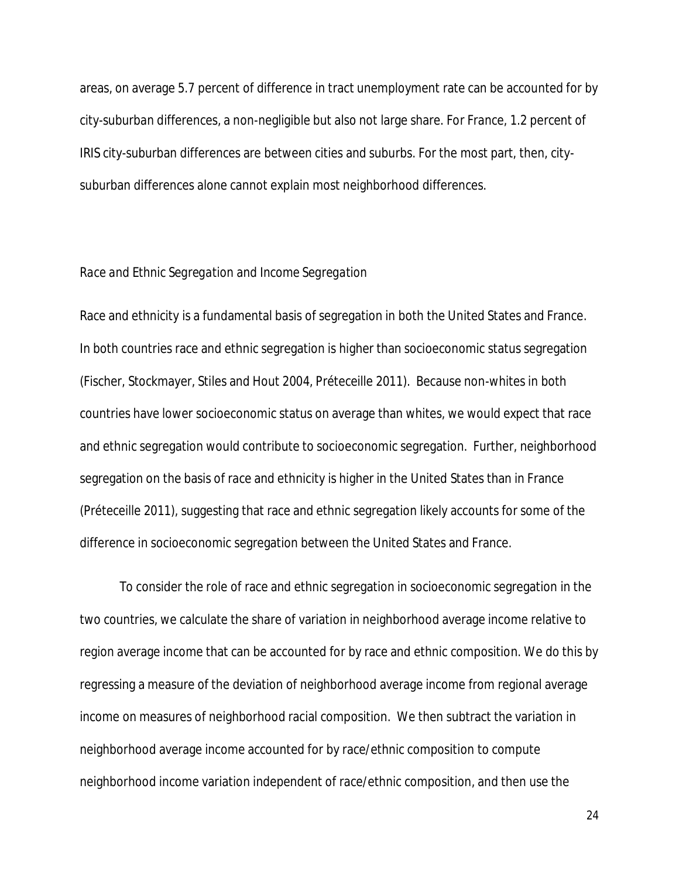areas, on average 5.7 percent of difference in tract unemployment rate can be accounted for by city-suburban differences, a non-negligible but also not large share. For France, 1.2 percent of IRIS city-suburban differences are between cities and suburbs. For the most part, then, city-suburban differences alone cannot explain most neighborhood differences.

### *Race and Ethnic Segregation and Income Segregation*

Race and ethnicity is a fundamental basis of segregation in both the United States and France. In both countries race and ethnic segregation is higher than socioeconomic status segregation (Fischer, Stockmayer, Stiles and Hout 2004, Préteceille 2011). Because non-whites in both countries have lower socioeconomic status on average than whites, we would expect that race and ethnic segregation would contribute to socioeconomic segregation. Further, neighborhood segregation on the basis of race and ethnicity is higher in the United States than in France (Préteceille 2011), suggesting that race and ethnic segregation likely accounts for some of the difference in socioeconomic segregation between the United States and France.

To consider the role of race and ethnic segregation in socioeconomic segregation in the two countries, we calculate the share of variation in neighborhood average income relative to region average income that can be accounted for by race and ethnic composition. We do this by regressing a measure of the deviation of neighborhood average income from regional average income on measures of neighborhood racial composition. We then subtract the variation in neighborhood average income accounted for by race/ethnic composition to compute neighborhood income variation independent of race/ethnic composition, and then use the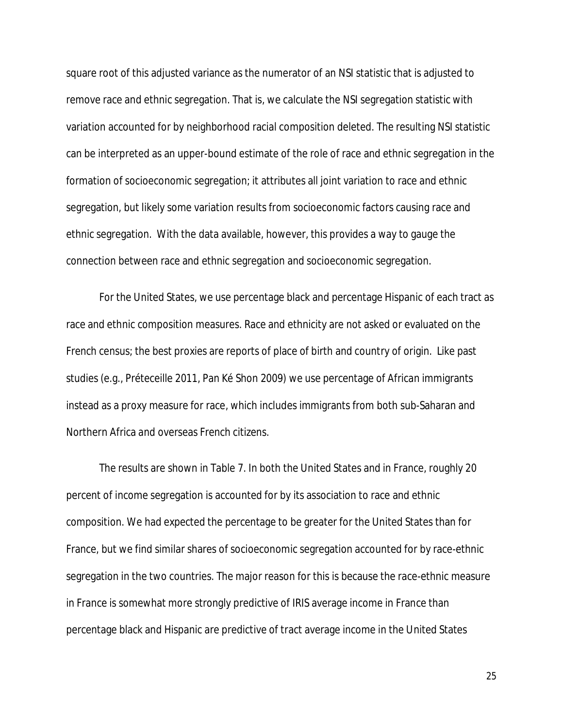square root of this adjusted variance as the numerator of an NSI statistic that is adjusted to remove race and ethnic segregation. That is, we calculate the NSI segregation statistic with variation accounted for by neighborhood racial composition deleted. The resulting NSI statistic can be interpreted as an upper-bound estimate of the role of race and ethnic segregation in the formation of socioeconomic segregation; it attributes all joint variation to race and ethnic segregation, but likely some variation results from socioeconomic factors causing race and ethnic segregation. With the data available, however, this provides a way to gauge the connection between race and ethnic segregation and socioeconomic segregation.

For the United States, we use percentage black and percentage Hispanic of each tract as race and ethnic composition measures. Race and ethnicity are not asked or evaluated on the French census; the best proxies are reports of place of birth and country of origin. Like past studies (e.g., Préteceille 2011, Pan Ké Shon 2009) we use percentage of African immigrants instead as a proxy measure for race, which includes immigrants from both sub-Saharan and Northern Africa and overseas French citizens.

The results are shown in Table 7. In both the United States and in France, roughly 20 percent of income segregation is accounted for by its association to race and ethnic composition. We had expected the percentage to be greater for the United States than for France, but we find similar shares of socioeconomic segregation accounted for by race-ethnic segregation in the two countries. The major reason for this is because the race-ethnic measure in France is somewhat more strongly predictive of IRIS average income in France than percentage black and Hispanic are predictive of tract average income in the United States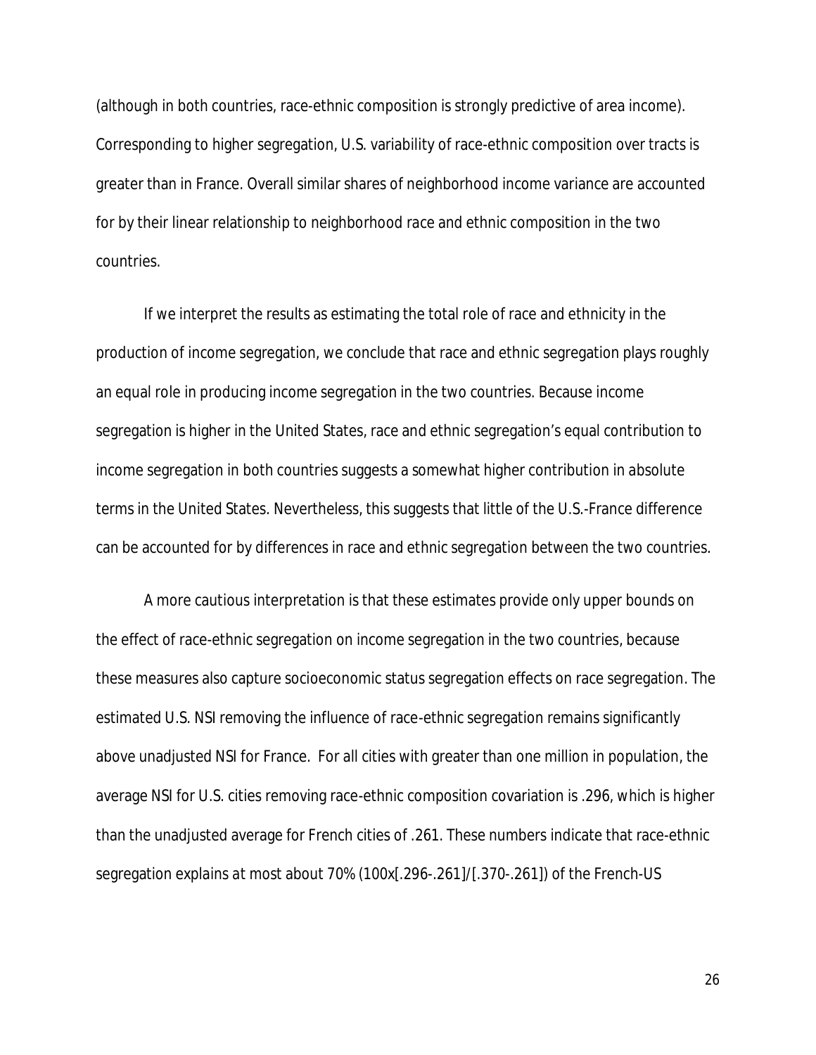(although in both countries, race-ethnic composition is strongly predictive of area income). Corresponding to higher segregation, U.S. variability of race-ethnic composition over tracts is greater than in France. Overall similar shares of neighborhood income variance are accounted for by their linear relationship to neighborhood race and ethnic composition in the two countries.

If we interpret the results as estimating the total role of race and ethnicity in the production of income segregation, we conclude that race and ethnic segregation plays roughly an equal role in producing income segregation in the two countries. Because income segregation is higher in the United States, race and ethnic segregation's equal contribution to income segregation in both countries suggests a somewhat higher contribution in absolute terms in the United States. Nevertheless, this suggests that little of the U.S.-France difference can be accounted for by differences in race and ethnic segregation between the two countries.

A more cautious interpretation is that these estimates provide only upper bounds on the effect of race-ethnic segregation on income segregation in the two countries, because these measures also capture socioeconomic status segregation effects on race segregation. The estimated U.S. NSI removing the influence of race-ethnic segregation remains significantly above unadjusted NSI for France. For all cities with greater than one million in population, the average NSI for U.S. cities removing race-ethnic composition covariation is .296, which is higher than the unadjusted average for French cities of .261. These numbers indicate that race-ethnic segregation explains at most about 70% (100x[.296-.261]/[.370-.261]) of the French-US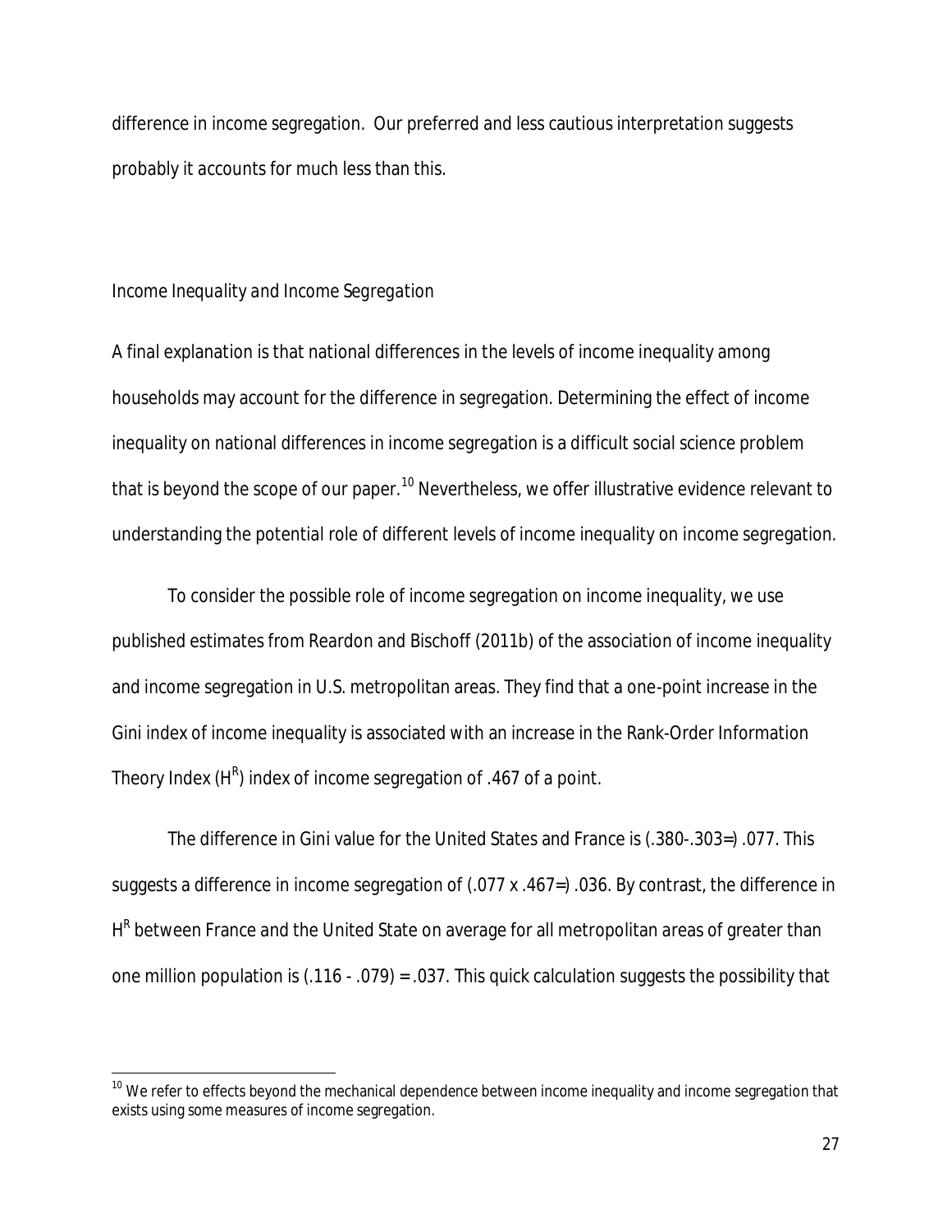difference in income segregation. Our preferred and less cautious interpretation suggests probably it accounts for much less than this.

*Income Inequality and Income Segregation*

A final explanation is that national differences in the levels of income inequality among households may account for the difference in segregation. Determining the effect of income inequality on national differences in income segregation is a difficult social science problem that is beyond the scope of our paper.[10] Nevertheless, we offer illustrative evidence relevant to understanding the potential role of different levels of income inequality on income segregation.

To consider the possible role of income segregation on income inequality, we use published estimates from Reardon and Bischoff (2011b) of the association of income inequality and income segregation in U.S. metropolitan areas. They find that a one-point increase in the Gini index of income inequality is associated with an increase in the Rank-Order Information Theory Index ($H^R$) index of income segregation of .467 of a point.

The difference in Gini value for the United States and France is (.380-.303=) .077. This suggests a difference in income segregation of (.077 x .467=) .036. By contrast, the difference in $H^R$ between France and the United State on average for all metropolitan areas of greater than one million population is (.116 - .079) = .037. This quick calculation suggests the possibility that

[10] We refer to effects beyond the mechanical dependence between income inequality and income segregation that exists using some measures of income segregation.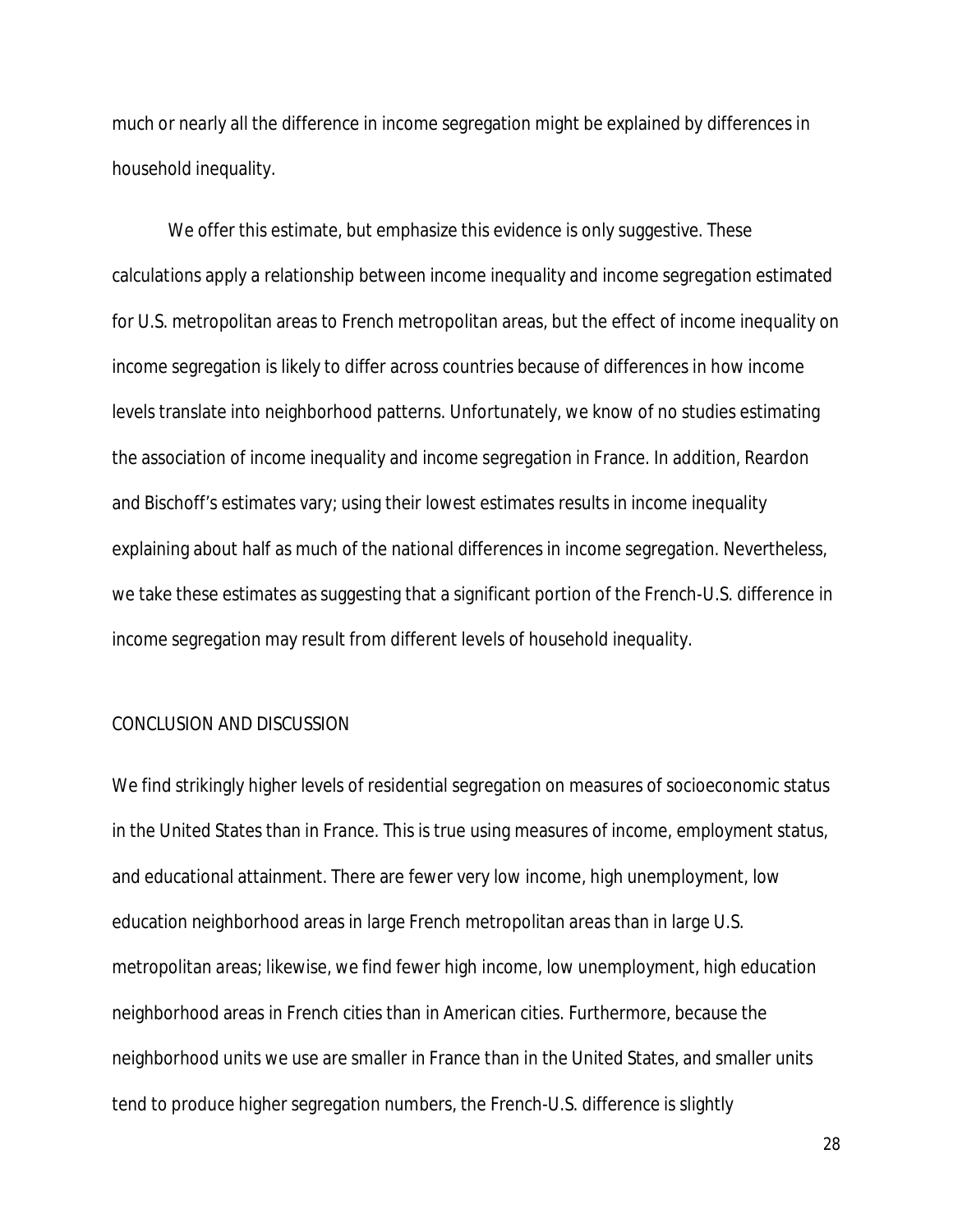much or nearly all the difference in income segregation might be explained by differences in household inequality.

We offer this estimate, but emphasize this evidence is only suggestive. These calculations apply a relationship between income inequality and income segregation estimated for U.S. metropolitan areas to French metropolitan areas, but the effect of income inequality on income segregation is likely to differ across countries because of differences in how income levels translate into neighborhood patterns. Unfortunately, we know of no studies estimating the association of income inequality and income segregation in France. In addition, Reardon and Bischoff's estimates vary; using their lowest estimates results in income inequality explaining about half as much of the national differences in income segregation. Nevertheless, we take these estimates as suggesting that a significant portion of the French-U.S. difference in income segregation may result from different levels of household inequality.

## CONCLUSION AND DISCUSSION

We find strikingly higher levels of residential segregation on measures of socioeconomic status in the United States than in France. This is true using measures of income, employment status, and educational attainment. There are fewer very low income, high unemployment, low education neighborhood areas in large French metropolitan areas than in large U.S. metropolitan areas; likewise, we find fewer high income, low unemployment, high education neighborhood areas in French cities than in American cities. Furthermore, because the neighborhood units we use are smaller in France than in the United States, and smaller units tend to produce higher segregation numbers, the French-U.S. difference is slightly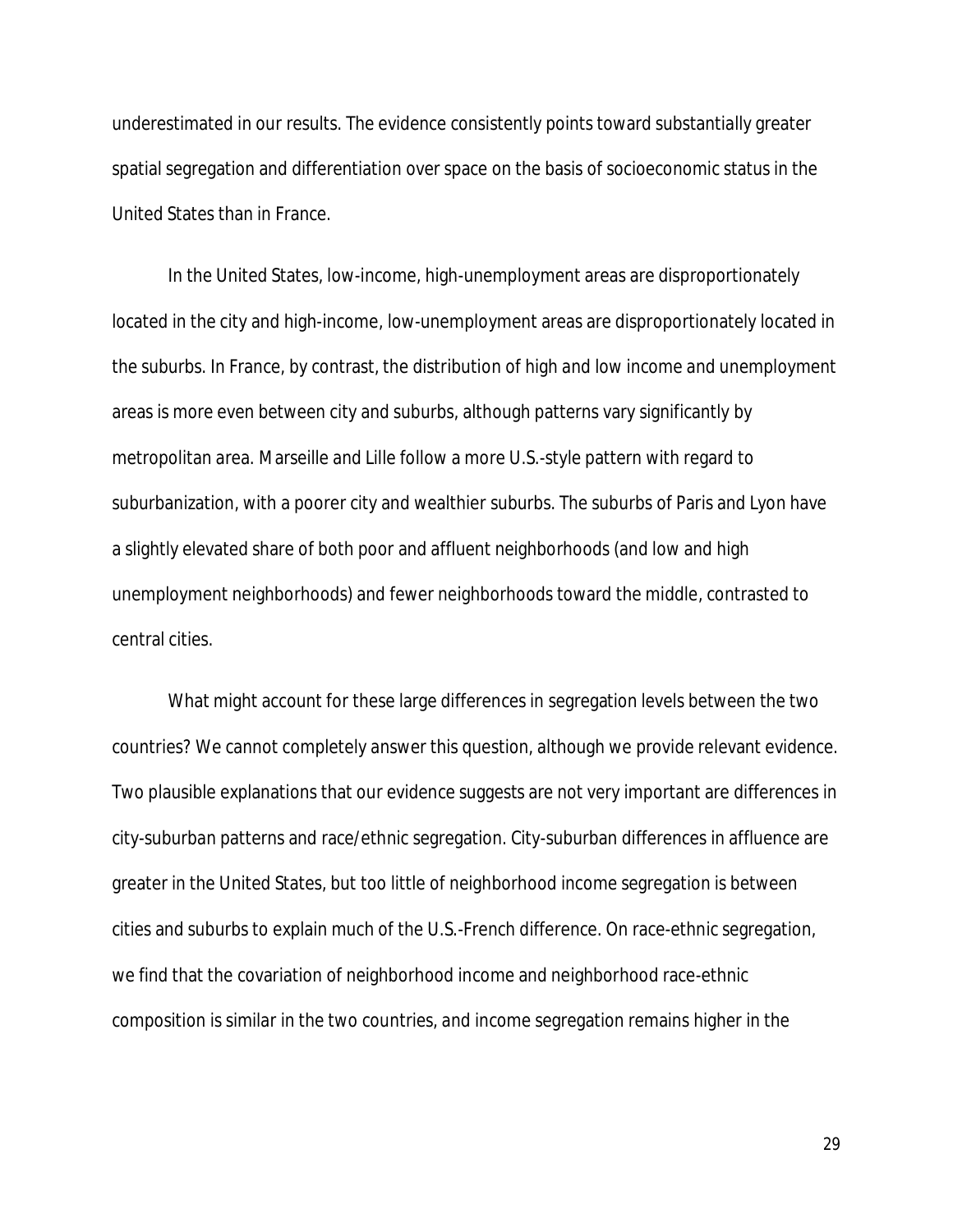underestimated in our results. The evidence consistently points toward substantially greater spatial segregation and differentiation over space on the basis of socioeconomic status in the United States than in France.

In the United States, low-income, high-unemployment areas are disproportionately located in the city and high-income, low-unemployment areas are disproportionately located in the suburbs. In France, by contrast, the distribution of high and low income and unemployment areas is more even between city and suburbs, although patterns vary significantly by metropolitan area. Marseille and Lille follow a more U.S.-style pattern with regard to suburbanization, with a poorer city and wealthier suburbs. The suburbs of Paris and Lyon have a slightly elevated share of both poor and affluent neighborhoods (and low and high unemployment neighborhoods) and fewer neighborhoods toward the middle, contrasted to central cities.

What might account for these large differences in segregation levels between the two countries? We cannot completely answer this question, although we provide relevant evidence. Two plausible explanations that our evidence suggests are not very important are differences in city-suburban patterns and race/ethnic segregation. City-suburban differences in affluence are greater in the United States, but too little of neighborhood income segregation is between cities and suburbs to explain much of the U.S.-French difference. On race-ethnic segregation, we find that the covariation of neighborhood income and neighborhood race-ethnic composition is similar in the two countries, and income segregation remains higher in the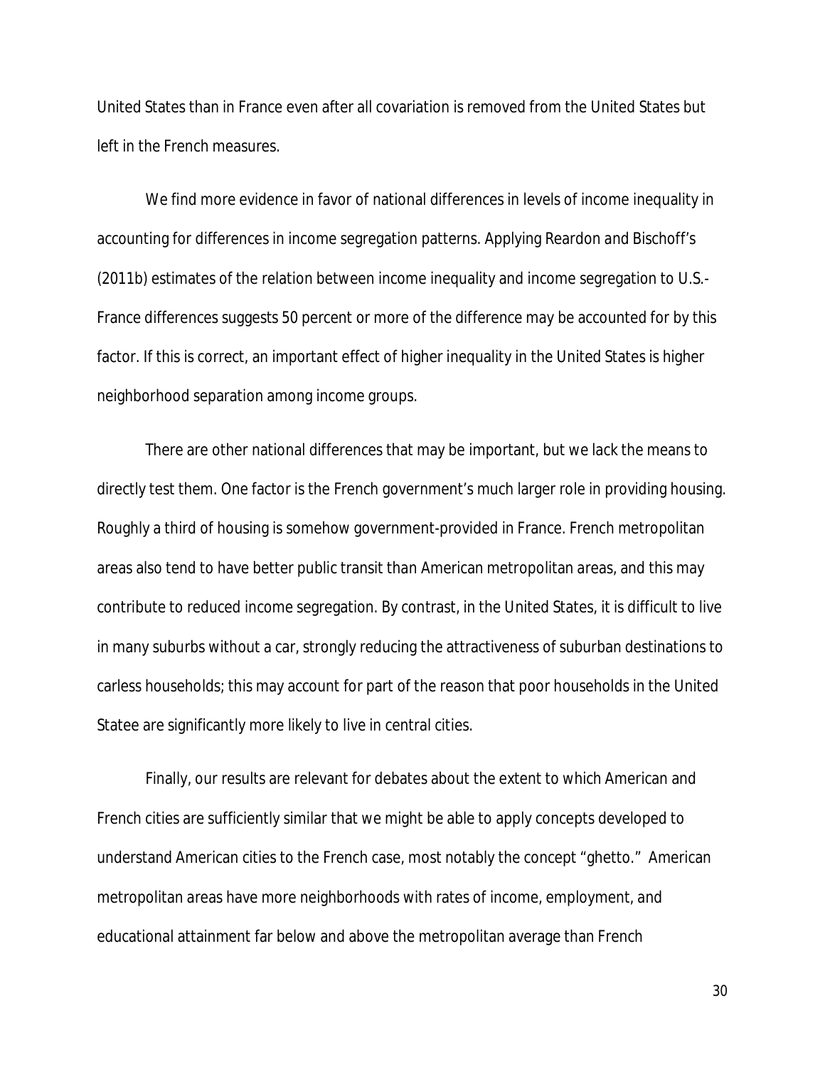United States than in France even after all covariation is removed from the United States but left in the French measures.

We find more evidence in favor of national differences in levels of income inequality in accounting for differences in income segregation patterns. Applying Reardon and Bischoff's (2011b) estimates of the relation between income inequality and income segregation to U.S.-France differences suggests 50 percent or more of the difference may be accounted for by this factor. If this is correct, an important effect of higher inequality in the United States is higher neighborhood separation among income groups.

There are other national differences that may be important, but we lack the means to directly test them. One factor is the French government's much larger role in providing housing. Roughly a third of housing is somehow government-provided in France. French metropolitan areas also tend to have better public transit than American metropolitan areas, and this may contribute to reduced income segregation. By contrast, in the United States, it is difficult to live in many suburbs without a car, strongly reducing the attractiveness of suburban destinations to carless households; this may account for part of the reason that poor households in the United Statee are significantly more likely to live in central cities.

Finally, our results are relevant for debates about the extent to which American and French cities are sufficiently similar that we might be able to apply concepts developed to understand American cities to the French case, most notably the concept "ghetto." American metropolitan areas have more neighborhoods with rates of income, employment, and educational attainment far below and above the metropolitan average than French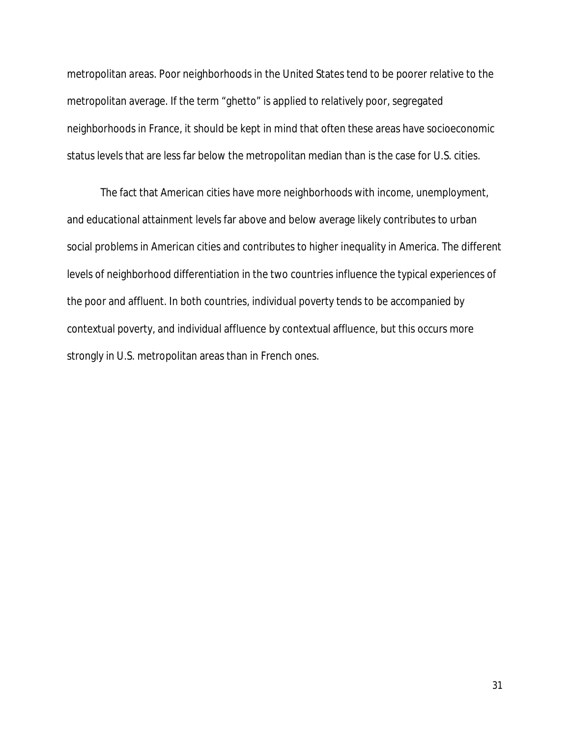metropolitan areas. Poor neighborhoods in the United States tend to be poorer relative to the metropolitan average. If the term "ghetto" is applied to relatively poor, segregated neighborhoods in France, it should be kept in mind that often these areas have socioeconomic status levels that are less far below the metropolitan median than is the case for U.S. cities.

The fact that American cities have more neighborhoods with income, unemployment, and educational attainment levels far above and below average likely contributes to urban social problems in American cities and contributes to higher inequality in America. The different levels of neighborhood differentiation in the two countries influence the typical experiences of the poor and affluent. In both countries, individual poverty tends to be accompanied by contextual poverty, and individual affluence by contextual affluence, but this occurs more strongly in U.S. metropolitan areas than in French ones.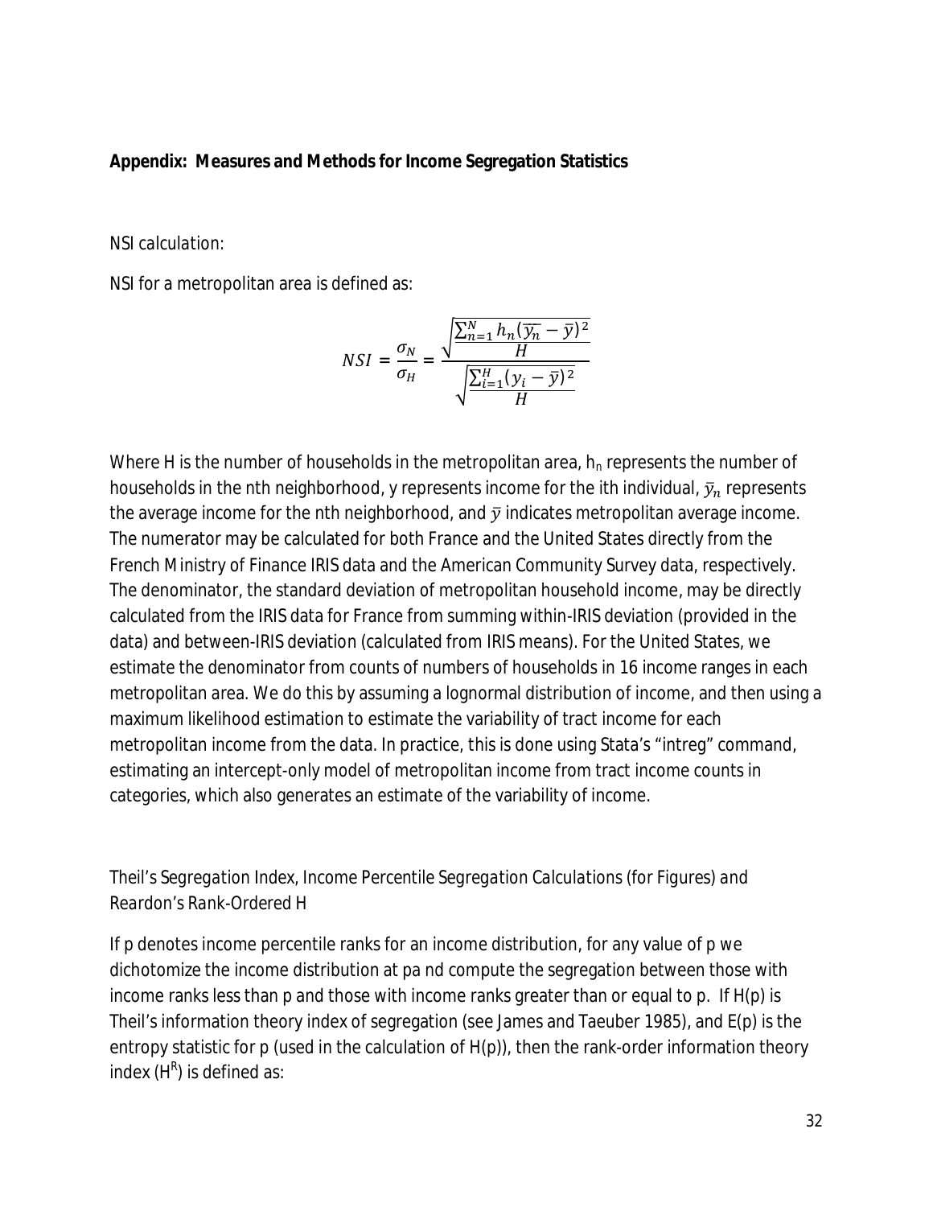**Appendix: Measures and Methods for Income Segregation Statistics**

*NSI calculation:*

NSI for a metropolitan area is defined as:

$$NSI = \frac{\sigma_N}{\sigma_H} = \frac{\sqrt{\frac{\sum_{n=1}^{N} h_n (\overline{y_n} - \bar{y})^2}{H}}}{\sqrt{\frac{\sum_{i=1}^{H} (y_i - \bar{y})^2}{H}}}$$

Where H is the number of households in the metropolitan area, $h_n$ represents the number of households in the nth neighborhood, y represents income for the ith individual, $\bar{y}_n$ represents the average income for the nth neighborhood, and $\bar{y}$ indicates metropolitan average income. The numerator may be calculated for both France and the United States directly from the French Ministry of Finance IRIS data and the American Community Survey data, respectively. The denominator, the standard deviation of metropolitan household income, may be directly calculated from the IRIS data for France from summing within-IRIS deviation (provided in the data) and between-IRIS deviation (calculated from IRIS means). For the United States, we estimate the denominator from counts of numbers of households in 16 income ranges in each metropolitan area. We do this by assuming a lognormal distribution of income, and then using a maximum likelihood estimation to estimate the variability of tract income for each metropolitan income from the data. In practice, this is done using Stata's "intreg" command, estimating an intercept-only model of metropolitan income from tract income counts in categories, which also generates an estimate of the variability of income.

*Theil's Segregation Index, Income Percentile Segregation Calculations (for Figures) and Reardon's Rank-Ordered H*

If p denotes income percentile ranks for an income distribution, for any value of p we dichotomize the income distribution at pa nd compute the segregation between those with income ranks less than p and those with income ranks greater than or equal to p. If H(p) is Theil's information theory index of segregation (see James and Taeuber 1985), and E(p) is the entropy statistic for p (used in the calculation of H(p)), then the rank-order information theory index ($H^R$) is defined as: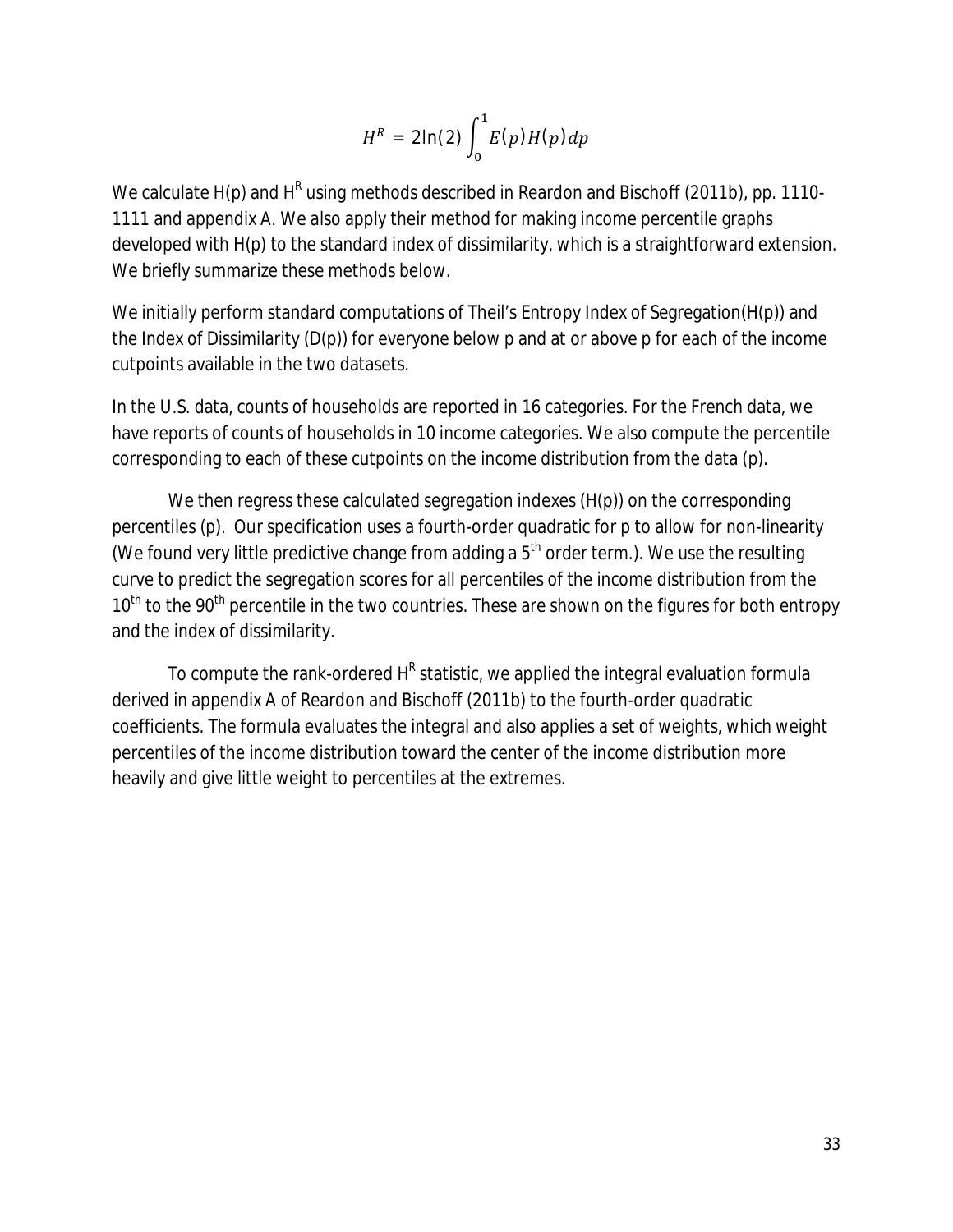$$H^R = 2\ln(2)\int_0^1 E(p)H(p)dp$$

We calculate H(p) and $H^R$ using methods described in Reardon and Bischoff (2011b), pp. 1110-1111 and appendix A. We also apply their method for making income percentile graphs developed with H(p) to the standard index of dissimilarity, which is a straightforward extension. We briefly summarize these methods below.

We initially perform standard computations of Theil's Entropy Index of Segregation(H(p)) and the Index of Dissimilarity (D(p)) for everyone below p and at or above p for each of the income cutpoints available in the two datasets.

In the U.S. data, counts of households are reported in 16 categories. For the French data, we have reports of counts of households in 10 income categories. We also compute the percentile corresponding to each of these cutpoints on the income distribution from the data (p).

We then regress these calculated segregation indexes (H(p)) on the corresponding percentiles (p). Our specification uses a fourth-order quadratic for p to allow for non-linearity (We found very little predictive change from adding a 5th order term.). We use the resulting curve to predict the segregation scores for all percentiles of the income distribution from the 10th to the 90th percentile in the two countries. These are shown on the figures for both entropy and the index of dissimilarity.

To compute the rank-ordered $H^R$ statistic, we applied the integral evaluation formula derived in appendix A of Reardon and Bischoff (2011b) to the fourth-order quadratic coefficients. The formula evaluates the integral and also applies a set of weights, which weight percentiles of the income distribution toward the center of the income distribution more heavily and give little weight to percentiles at the extremes.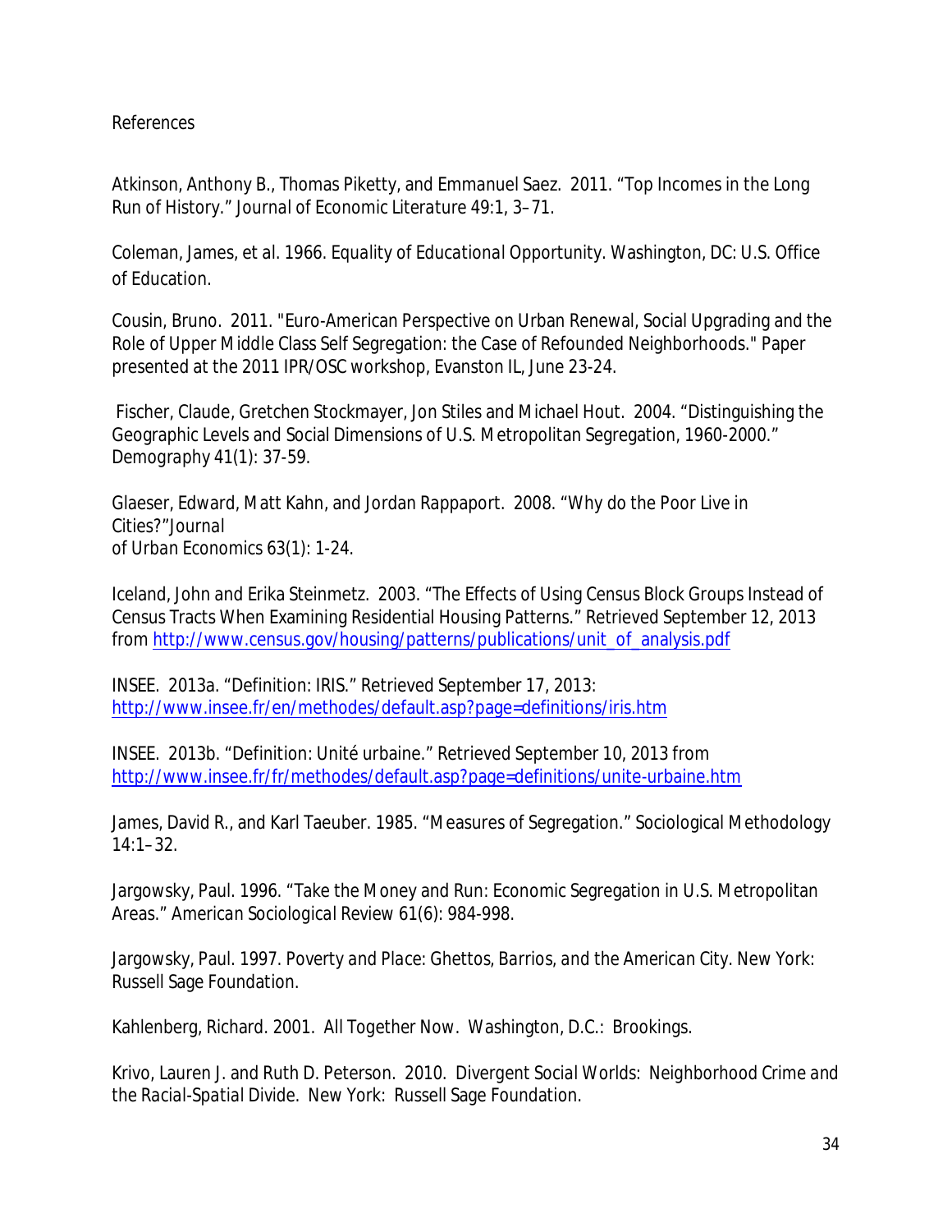References

Atkinson, Anthony B., Thomas Piketty, and Emmanuel Saez. 2011. "Top Incomes in the Long Run of History." *Journal of Economic Literature* 49:1, 3–71.

Coleman, James, et al. 1966. *Equality of Educational Opportunity*. Washington, DC: U.S. Office of Education.

Cousin, Bruno. 2011. "Euro-American Perspective on Urban Renewal, Social Upgrading and the Role of Upper Middle Class Self Segregation: the Case of Refounded Neighborhoods." Paper presented at the 2011 IPR/OSC workshop, Evanston IL, June 23-24.

Fischer, Claude, Gretchen Stockmayer, Jon Stiles and Michael Hout. 2004. "Distinguishing the Geographic Levels and Social Dimensions of U.S. Metropolitan Segregation, 1960-2000." *Demography* 41(1): 37-59.

Glaeser, Edward, Matt Kahn, and Jordan Rappaport. 2008. "Why do the Poor Live in Cities?"*Journal of Urban Economics* 63(1): 1-24.

Iceland, John and Erika Steinmetz. 2003. "The Effects of Using Census Block Groups Instead of Census Tracts When Examining Residential Housing Patterns." Retrieved September 12, 2013 from http://www.census.gov/housing/patterns/publications/unit_of_analysis.pdf

INSEE. 2013a. "Definition: IRIS." Retrieved September 17, 2013: http://www.insee.fr/en/methodes/default.asp?page=definitions/iris.htm

INSEE. 2013b. "Definition: Unité urbaine." Retrieved September 10, 2013 from http://www.insee.fr/fr/methodes/default.asp?page=definitions/unite-urbaine.htm

James, David R., and Karl Taeuber. 1985. "Measures of Segregation." Sociological Methodology 14:1–32.

Jargowsky, Paul. 1996. "Take the Money and Run: Economic Segregation in U.S. Metropolitan Areas." *American Sociological Review* 61(6): 984-998.

Jargowsky, Paul. 1997. *Poverty and Place: Ghettos, Barrios, and the American City*. New York: Russell Sage Foundation.

Kahlenberg, Richard. 2001. *All Together Now*. Washington, D.C.: Brookings.

Krivo, Lauren J. and Ruth D. Peterson. 2010. *Divergent Social Worlds: Neighborhood Crime and the Racial-Spatial Divide*. New York: Russell Sage Foundation.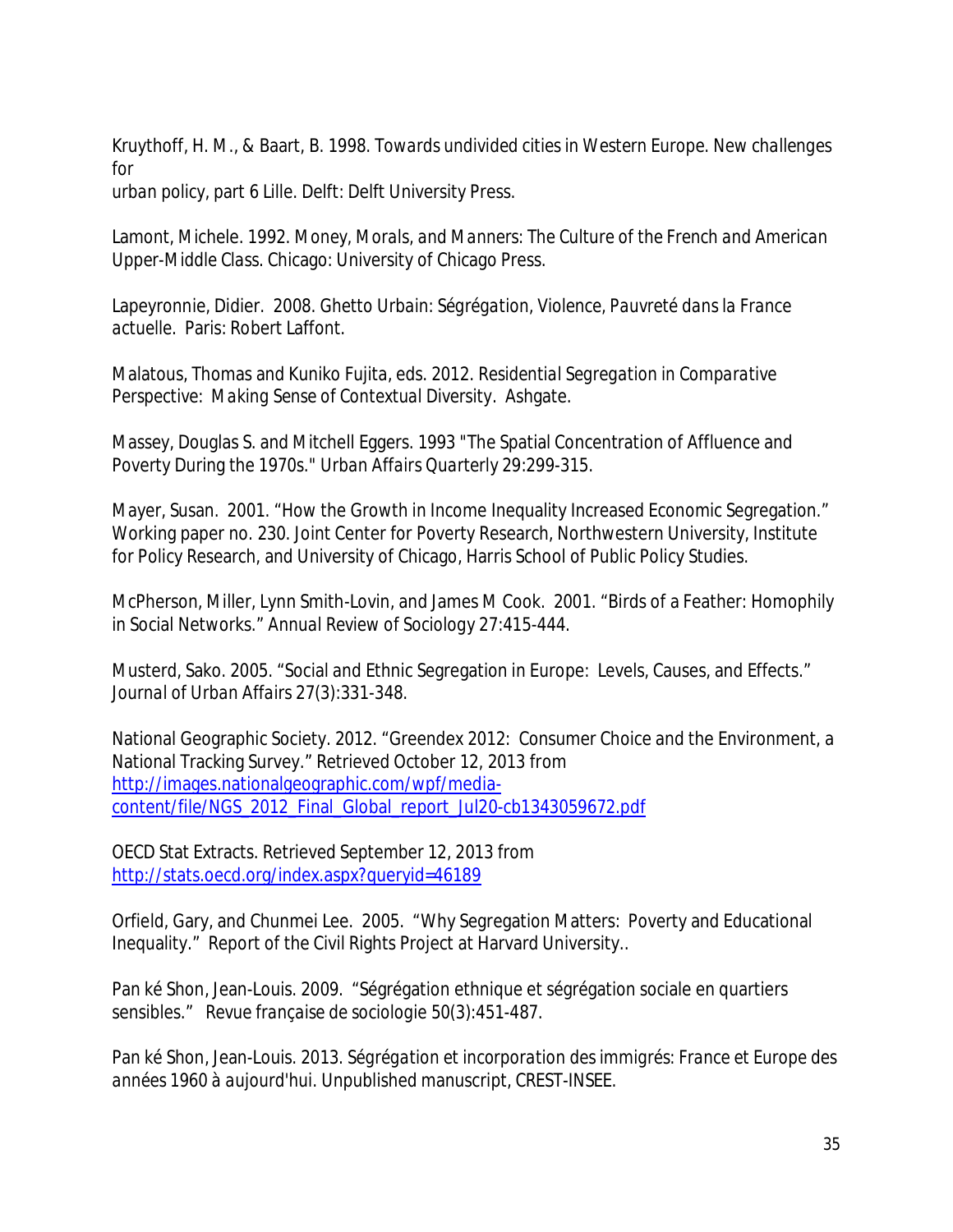Kruythoff, H. M., & Baart, B. 1998. *Towards undivided cities in Western Europe. New challenges for urban policy, part 6 Lille*. Delft: Delft University Press.

Lamont, Michele. 1992. *Money, Morals, and Manners: The Culture of the French and American Upper-Middle Class*. Chicago: University of Chicago Press.

Lapeyronnie, Didier. 2008. *Ghetto Urbain: Ségrégation, Violence, Pauvreté dans la France actuelle*. Paris: Robert Laffont.

Malatous, Thomas and Kuniko Fujita, eds. 2012. *Residential Segregation in Comparative Perspective: Making Sense of Contextual Diversity*. Ashgate.

Massey, Douglas S. and Mitchell Eggers. 1993 "The Spatial Concentration of Affluence and Poverty During the 1970s." *Urban Affairs Quarterly* 29:299-315.

Mayer, Susan. 2001. "How the Growth in Income Inequality Increased Economic Segregation." Working paper no. 230. Joint Center for Poverty Research, Northwestern University, Institute for Policy Research, and University of Chicago, Harris School of Public Policy Studies.

McPherson, Miller, Lynn Smith-Lovin, and James M Cook. 2001. "Birds of a Feather: Homophily in Social Networks." *Annual Review of Sociology* 27:415-444.

Musterd, Sako. 2005. "Social and Ethnic Segregation in Europe: Levels, Causes, and Effects." *Journal of Urban Affairs* 27(3):331-348.

National Geographic Society. 2012. "Greendex 2012: Consumer Choice and the Environment, a National Tracking Survey." Retrieved October 12, 2013 from http://images.nationalgeographic.com/wpf/media-content/file/NGS_2012_Final_Global_report_Jul20-cb1343059672.pdf

OECD Stat Extracts. Retrieved September 12, 2013 from http://stats.oecd.org/index.aspx?queryid=46189

Orfield, Gary, and Chunmei Lee. 2005. "Why Segregation Matters: Poverty and Educational Inequality." Report of the Civil Rights Project at Harvard University..

Pan ké Shon, Jean-Louis. 2009. "Ségrégation ethnique et ségrégation sociale en quartiers sensibles." *Revue française de sociologie* 50(3):451-487.

Pan ké Shon, Jean-Louis. 2013. *Ségrégation et incorporation des immigrés: France et Europe des années 1960 à aujourd'hui*. Unpublished manuscript, CREST-INSEE.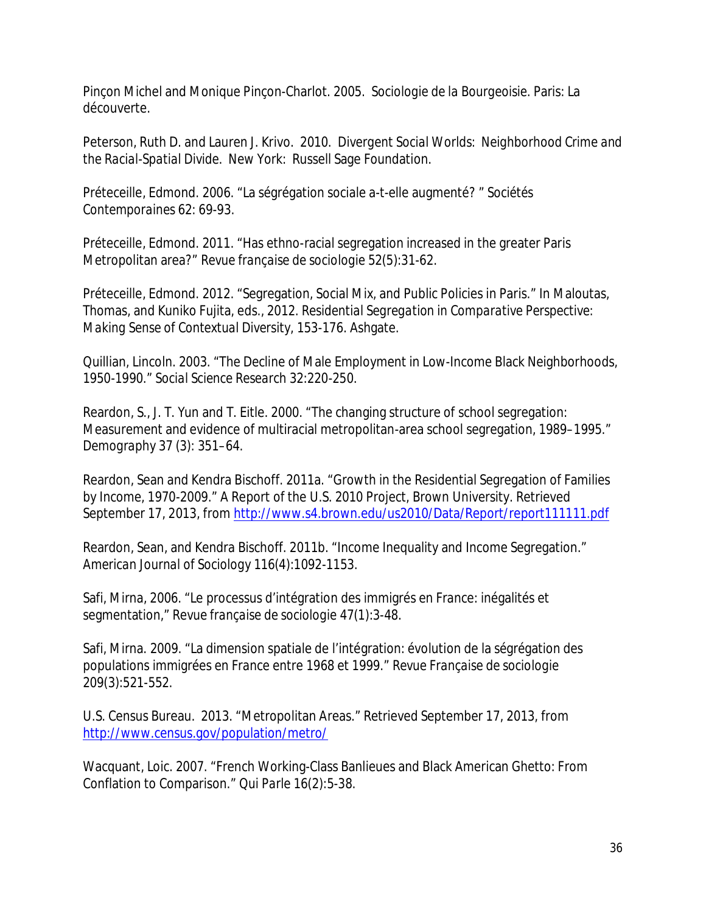Pinçon Michel and Monique Pinçon-Charlot. 2005. Sociologie de la Bourgeoisie. Paris: La découverte.

Peterson, Ruth D. and Lauren J. Krivo. 2010. *Divergent Social Worlds: Neighborhood Crime and the Racial-Spatial Divide*. New York: Russell Sage Foundation.

Préteceille, Edmond. 2006. "La ségrégation sociale a-t-elle augmenté? " *Sociétés Contemporaines* 62: 69-93.

Préteceille, Edmond. 2011. "Has ethno-racial segregation increased in the greater Paris Metropolitan area?" *Revue française de sociologie* 52(5):31-62.

Préteceille, Edmond. 2012. "Segregation, Social Mix, and Public Policies in Paris." In Maloutas, Thomas, and Kuniko Fujita, eds., 2012. *Residential Segregation in Comparative Perspective: Making Sense of Contextual Diversity*, 153-176. Ashgate.

Quillian, Lincoln. 2003. "The Decline of Male Employment in Low-Income Black Neighborhoods, 1950-1990." *Social Science Research* 32:220-250.

Reardon, S., J. T. Yun and T. Eitle. 2000. "The changing structure of school segregation: Measurement and evidence of multiracial metropolitan-area school segregation, 1989–1995." *Demography* 37 (3): 351–64.

Reardon, Sean and Kendra Bischoff. 2011a. "Growth in the Residential Segregation of Families by Income, 1970-2009." A Report of the U.S. 2010 Project, Brown University. Retrieved September 17, 2013, from http://www.s4.brown.edu/us2010/Data/Report/report111111.pdf

Reardon, Sean, and Kendra Bischoff. 2011b. "Income Inequality and Income Segregation." *American Journal of Sociology* 116(4):1092-1153.

Safi, Mirna, 2006. "Le processus d'intégration des immigrés en France: inégalités et segmentation," *Revue française de sociologie* 47(1):3-48.

Safi, Mirna. 2009. "La dimension spatiale de l'intégration: évolution de la ségrégation des populations immigrées en France entre 1968 et 1999." *Revue Française de sociologie* 209(3):521-552.

U.S. Census Bureau. 2013. "Metropolitan Areas." Retrieved September 17, 2013, from http://www.census.gov/population/metro/

Wacquant, Loic. 2007. "French Working-Class Banlieues and Black American Ghetto: From Conflation to Comparison." *Qui Parle* 16(2):5-38.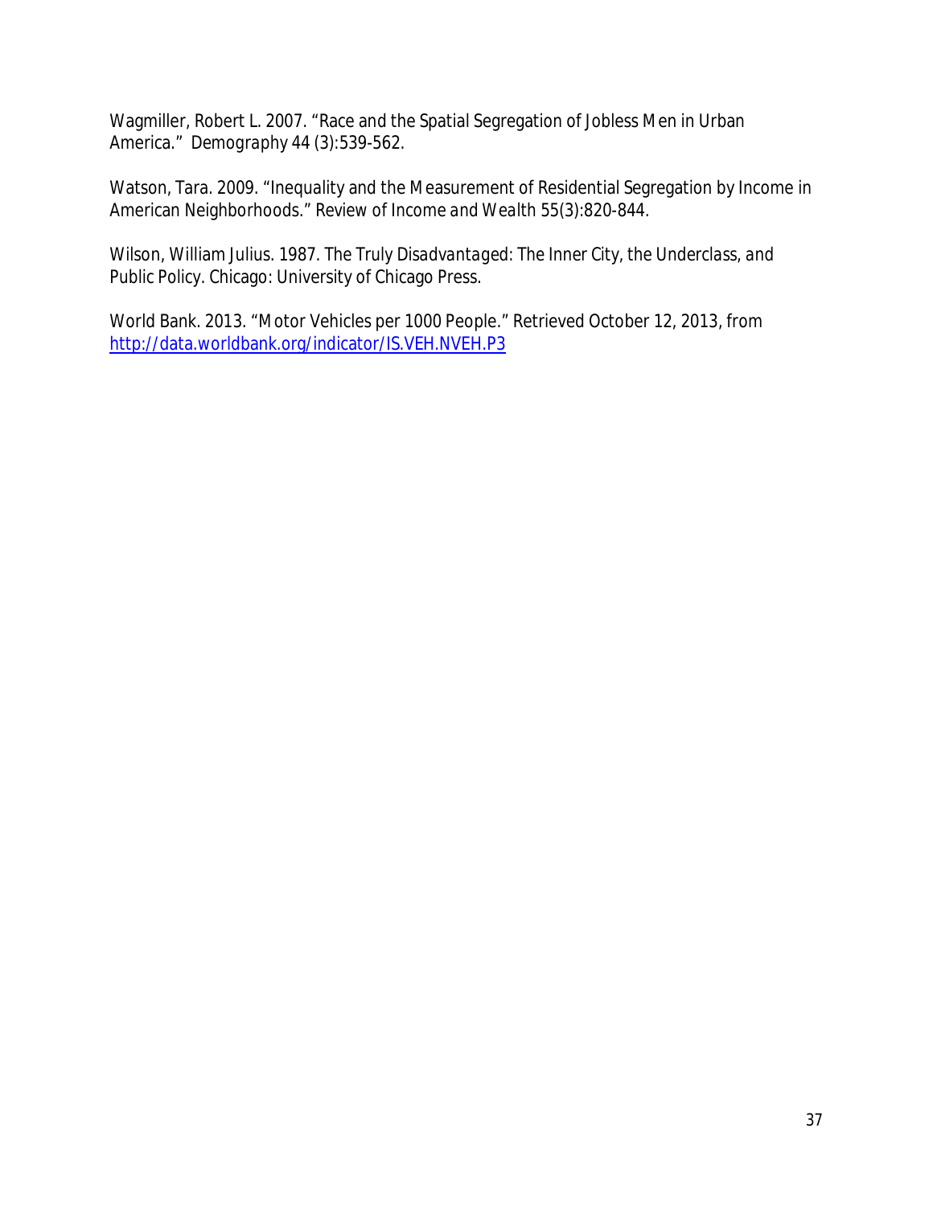Wagmiller, Robert L. 2007. "Race and the Spatial Segregation of Jobless Men in Urban America." *Demography* 44 (3):539-562.

Watson, Tara. 2009. "Inequality and the Measurement of Residential Segregation by Income in American Neighborhoods." *Review of Income and Wealth* 55(3):820-844.

Wilson, William Julius. 1987. *The Truly Disadvantaged: The Inner City, the Underclass, and Public Policy*. Chicago: University of Chicago Press.

World Bank. 2013. "Motor Vehicles per 1000 People." Retrieved October 12, 2013, from http://data.worldbank.org/indicator/IS.VEH.NVEH.P3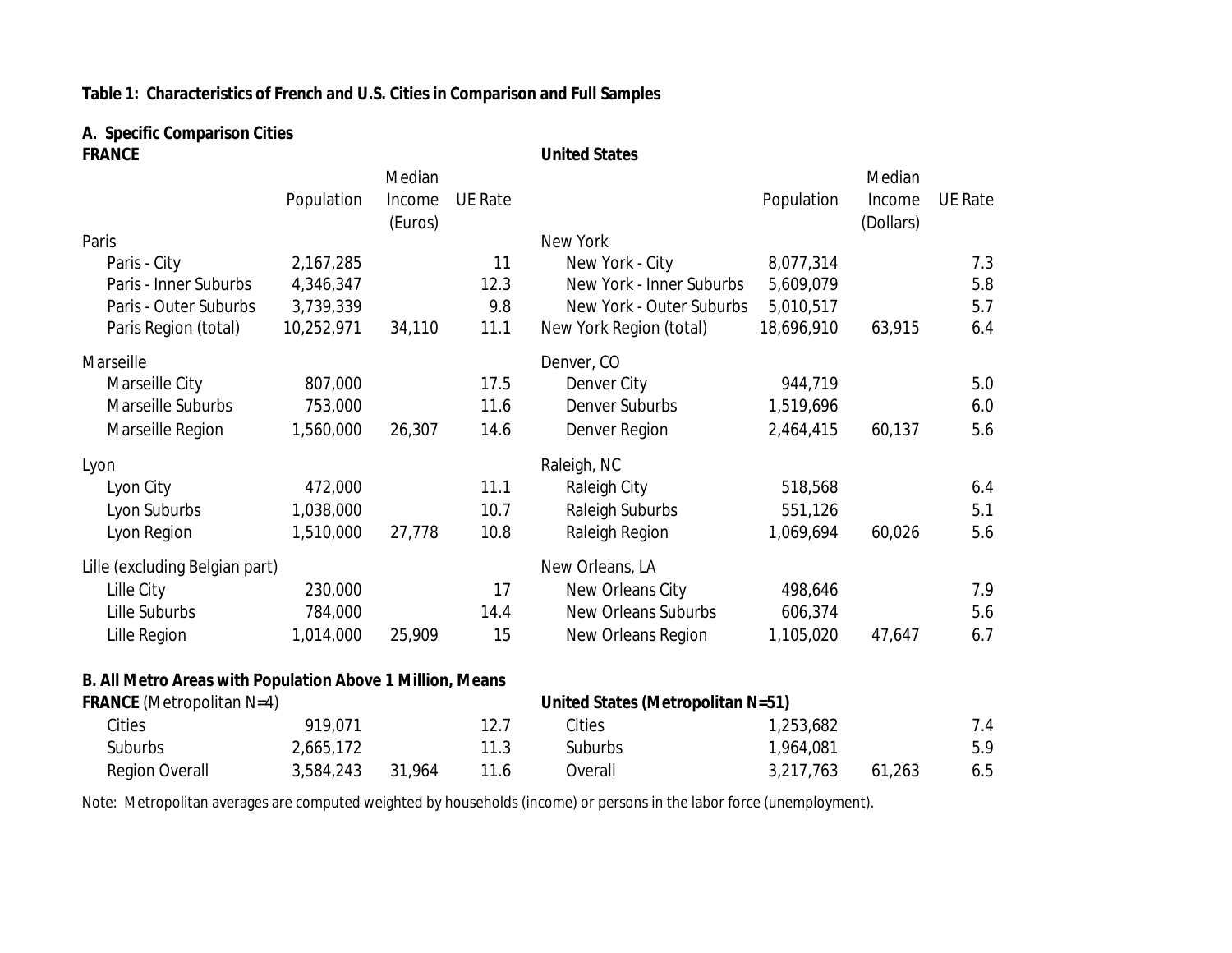**Table 1: Characteristics of French and U.S. Cities in Comparison and Full Samples**

**A. Specific Comparison Cities**

| **FRANCE** | Population | Median Income (Euros) | UE Rate | **United States** | Population | Median Income (Dollars) | UE Rate |
|---|---|---|---|---|---|---|---|
| Paris | | | | New York | | | |
| Paris - City | 2,167,285 | | 11 | New York - City | 8,077,314 | | 7.3 |
| Paris - Inner Suburbs | 4,346,347 | | 12.3 | New York - Inner Suburbs | 5,609,079 | | 5.8 |
| Paris - Outer Suburbs | 3,739,339 | | 9.8 | New York - Outer Suburbs | 5,010,517 | | 5.7 |
| Paris Region (total) | 10,252,971 | 34,110 | 11.1 | New York Region (total) | 18,696,910 | 63,915 | 6.4 |
| Marseille | | | | Denver, CO | | | |
| Marseille City | 807,000 | | 17.5 | Denver City | 944,719 | | 5.0 |
| Marseille Suburbs | 753,000 | | 11.6 | Denver Suburbs | 1,519,696 | | 6.0 |
| Marseille Region | 1,560,000 | 26,307 | 14.6 | Denver Region | 2,464,415 | 60,137 | 5.6 |
| Lyon | | | | Raleigh, NC | | | |
| Lyon City | 472,000 | | 11.1 | Raleigh City | 518,568 | | 6.4 |
| Lyon Suburbs | 1,038,000 | | 10.7 | Raleigh Suburbs | 551,126 | | 5.1 |
| Lyon Region | 1,510,000 | 27,778 | 10.8 | Raleigh Region | 1,069,694 | 60,026 | 5.6 |
| Lille (excluding Belgian part) | | | | New Orleans, LA | | | |
| Lille City | 230,000 | | 17 | New Orleans City | 498,646 | | 7.9 |
| Lille Suburbs | 784,000 | | 14.4 | New Orleans Suburbs | 606,374 | | 5.6 |
| Lille Region | 1,014,000 | 25,909 | 15 | New Orleans Region | 1,105,020 | 47,647 | 6.7 |

**B. All Metro Areas with Population Above 1 Million, Means**

| **FRANCE** (Metropolitan N=4) | Population | Median Income (Euros) | UE Rate | **United States (Metropolitan N=51)** | Population | Median Income (Dollars) | UE Rate |
|---|---|---|---|---|---|---|---|
| Cities | 919,071 | | 12.7 | Cities | 1,253,682 | | 7.4 |
| Suburbs | 2,665,172 | | 11.3 | Suburbs | 1,964,081 | | 5.9 |
| Region Overall | 3,584,243 | 31,964 | 11.6 | Overall | 3,217,763 | 61,263 | 6.5 |

Note: Metropolitan averages are computed weighted by households (income) or persons in the labor force (unemployment).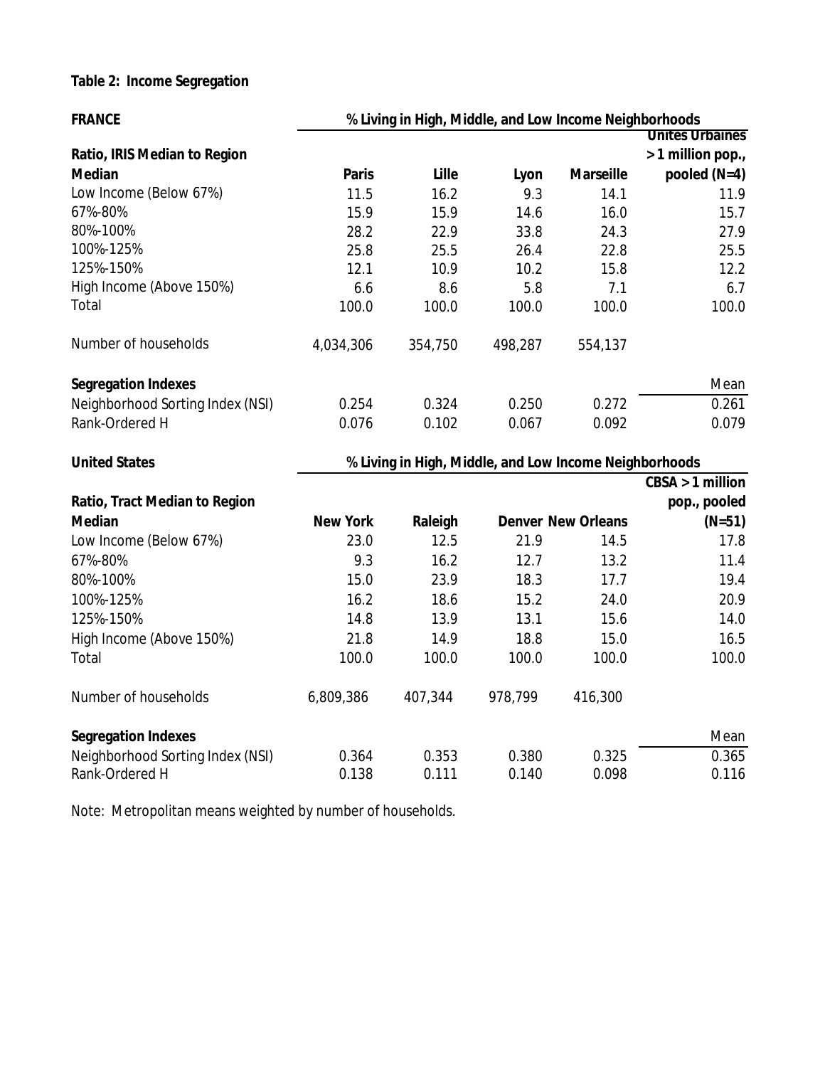**Table 2: Income Segregation**

| **FRANCE** | % Living in High, Middle, and Low Income Neighborhoods | | | | |
|---|---|---|---|---|---|
| **Ratio, IRIS Median to Region Median** | **Paris** | **Lille** | **Lyon** | **Marseille** | **Unites Urbaines > 1 million pop., pooled (N=4)** |
| Low Income (Below 67%) | 11.5 | 16.2 | 9.3 | 14.1 | 11.9 |
| 67%-80% | 15.9 | 15.9 | 14.6 | 16.0 | 15.7 |
| 80%-100% | 28.2 | 22.9 | 33.8 | 24.3 | 27.9 |
| 100%-125% | 25.8 | 25.5 | 26.4 | 22.8 | 25.5 |
| 125%-150% | 12.1 | 10.9 | 10.2 | 15.8 | 12.2 |
| High Income (Above 150%) | 6.6 | 8.6 | 5.8 | 7.1 | 6.7 |
| Total | 100.0 | 100.0 | 100.0 | 100.0 | 100.0 |
| Number of households | 4,034,306 | 354,750 | 498,287 | 554,137 | |
| **Segregation Indexes** | | | | | Mean |
| Neighborhood Sorting Index (NSI) | 0.254 | 0.324 | 0.250 | 0.272 | 0.261 |
| Rank-Ordered H | 0.076 | 0.102 | 0.067 | 0.092 | 0.079 |

| **United States** | % Living in High, Middle, and Low Income Neighborhoods | | | | |
|---|---|---|---|---|---|
| **Ratio, Tract Median to Region Median** | **New York** | **Raleigh** | **Denver** | **New Orleans** | **CBSA > 1 million pop., pooled (N=51)** |
| Low Income (Below 67%) | 23.0 | 12.5 | 21.9 | 14.5 | 17.8 |
| 67%-80% | 9.3 | 16.2 | 12.7 | 13.2 | 11.4 |
| 80%-100% | 15.0 | 23.9 | 18.3 | 17.7 | 19.4 |
| 100%-125% | 16.2 | 18.6 | 15.2 | 24.0 | 20.9 |
| 125%-150% | 14.8 | 13.9 | 13.1 | 15.6 | 14.0 |
| High Income (Above 150%) | 21.8 | 14.9 | 18.8 | 15.0 | 16.5 |
| Total | 100.0 | 100.0 | 100.0 | 100.0 | 100.0 |
| Number of households | 6,809,386 | 407,344 | 978,799 | 416,300 | |
| **Segregation Indexes** | | | | | Mean |
| Neighborhood Sorting Index (NSI) | 0.364 | 0.353 | 0.380 | 0.325 | 0.365 |
| Rank-Ordered H | 0.138 | 0.111 | 0.140 | 0.098 | 0.116 |

Note: Metropolitan means weighted by number of households.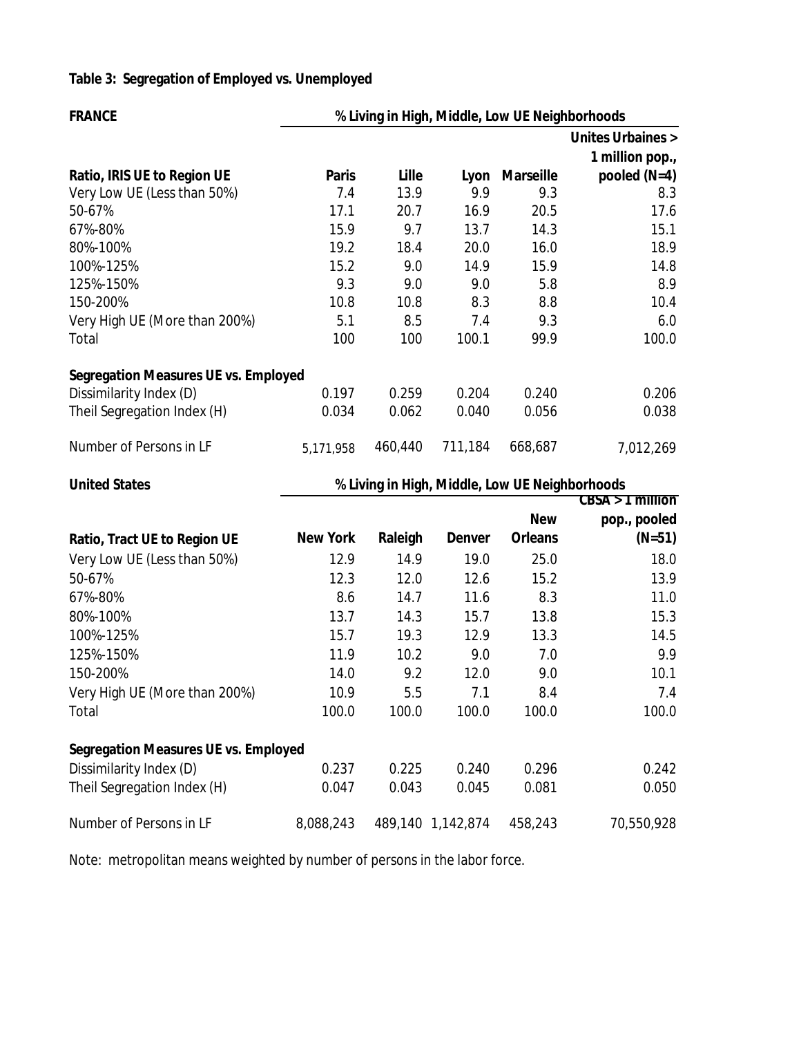**Table 3: Segregation of Employed vs. Unemployed**

| FRANCE | % Living in High, Middle, Low UE Neighborhoods | | | | |
|---|---|---|---|---|---|
| Ratio, IRIS UE to Region UE | Paris | Lille | Lyon | Marseille | Unites Urbaines > 1 million pop., pooled (N=4) |
| Very Low UE (Less than 50%) | 7.4 | 13.9 | 9.9 | 9.3 | 8.3 |
| 50-67% | 17.1 | 20.7 | 16.9 | 20.5 | 17.6 |
| 67%-80% | 15.9 | 9.7 | 13.7 | 14.3 | 15.1 |
| 80%-100% | 19.2 | 18.4 | 20.0 | 16.0 | 18.9 |
| 100%-125% | 15.2 | 9.0 | 14.9 | 15.9 | 14.8 |
| 125%-150% | 9.3 | 9.0 | 9.0 | 5.8 | 8.9 |
| 150-200% | 10.8 | 10.8 | 8.3 | 8.8 | 10.4 |
| Very High UE (More than 200%) | 5.1 | 8.5 | 7.4 | 9.3 | 6.0 |
| Total | 100 | 100 | 100.1 | 99.9 | 100.0 |
| **Segregation Measures UE vs. Employed** | | | | | |
| Dissimilarity Index (D) | 0.197 | 0.259 | 0.204 | 0.240 | 0.206 |
| Theil Segregation Index (H) | 0.034 | 0.062 | 0.040 | 0.056 | 0.038 |
| Number of Persons in LF | 5,171,958 | 460,440 | 711,184 | 668,687 | 7,012,269 |

| United States | % Living in High, Middle, Low UE Neighborhoods | | | | |
|---|---|---|---|---|---|
| Ratio, Tract UE to Region UE | New York | Raleigh | Denver | New Orleans | CBSA > 1 million pop., pooled (N=51) |
| Very Low UE (Less than 50%) | 12.9 | 14.9 | 19.0 | 25.0 | 18.0 |
| 50-67% | 12.3 | 12.0 | 12.6 | 15.2 | 13.9 |
| 67%-80% | 8.6 | 14.7 | 11.6 | 8.3 | 11.0 |
| 80%-100% | 13.7 | 14.3 | 15.7 | 13.8 | 15.3 |
| 100%-125% | 15.7 | 19.3 | 12.9 | 13.3 | 14.5 |
| 125%-150% | 11.9 | 10.2 | 9.0 | 7.0 | 9.9 |
| 150-200% | 14.0 | 9.2 | 12.0 | 9.0 | 10.1 |
| Very High UE (More than 200%) | 10.9 | 5.5 | 7.1 | 8.4 | 7.4 |
| Total | 100.0 | 100.0 | 100.0 | 100.0 | 100.0 |
| **Segregation Measures UE vs. Employed** | | | | | |
| Dissimilarity Index (D) | 0.237 | 0.225 | 0.240 | 0.296 | 0.242 |
| Theil Segregation Index (H) | 0.047 | 0.043 | 0.045 | 0.081 | 0.050 |
| Number of Persons in LF | 8,088,243 | 489,140 | 1,142,874 | 458,243 | 70,550,928 |

Note: metropolitan means weighted by number of persons in the labor force.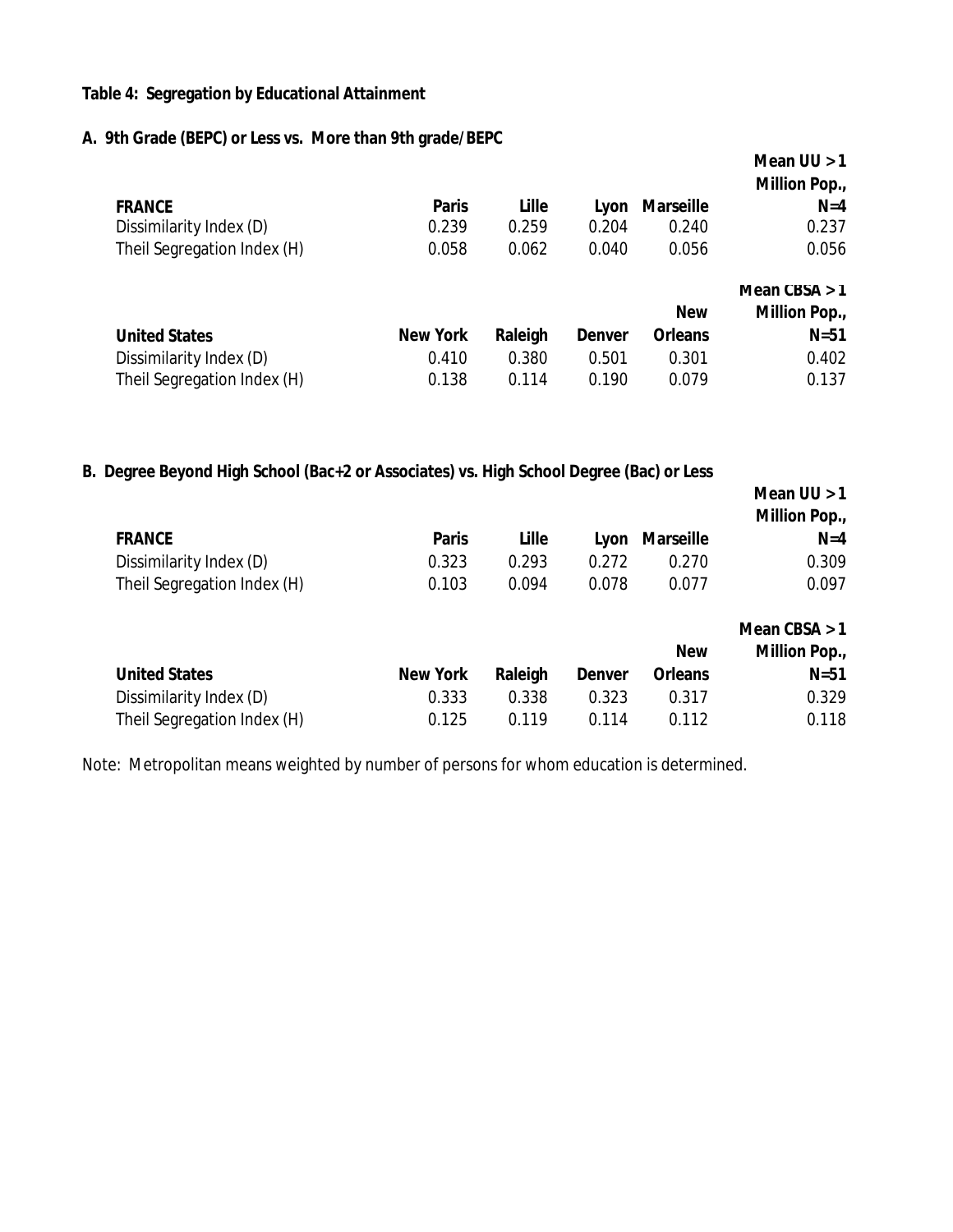**Table 4: Segregation by Educational Attainment**

**A. 9th Grade (BEPC) or Less vs. More than 9th grade/BEPC**

| FRANCE | Paris | Lille | Lyon | Marseille | Mean UU > 1 Million Pop., N=4 |
|---|---|---|---|---|---|
| Dissimilarity Index (D) | 0.239 | 0.259 | 0.204 | 0.240 | 0.237 |
| Theil Segregation Index (H) | 0.058 | 0.062 | 0.040 | 0.056 | 0.056 |

| United States | New York | Raleigh | Denver | New Orleans | Mean CBSA > 1 Million Pop., N=51 |
|---|---|---|---|---|---|
| Dissimilarity Index (D) | 0.410 | 0.380 | 0.501 | 0.301 | 0.402 |
| Theil Segregation Index (H) | 0.138 | 0.114 | 0.190 | 0.079 | 0.137 |

**B. Degree Beyond High School (Bac+2 or Associates) vs. High School Degree (Bac) or Less**

| FRANCE | Paris | Lille | Lyon | Marseille | Mean UU > 1 Million Pop., N=4 |
|---|---|---|---|---|---|
| Dissimilarity Index (D) | 0.323 | 0.293 | 0.272 | 0.270 | 0.309 |
| Theil Segregation Index (H) | 0.103 | 0.094 | 0.078 | 0.077 | 0.097 |

| United States | New York | Raleigh | Denver | New Orleans | Mean CBSA > 1 Million Pop., N=51 |
|---|---|---|---|---|---|
| Dissimilarity Index (D) | 0.333 | 0.338 | 0.323 | 0.317 | 0.329 |
| Theil Segregation Index (H) | 0.125 | 0.119 | 0.114 | 0.112 | 0.118 |

Note: Metropolitan means weighted by number of persons for whom education is determined.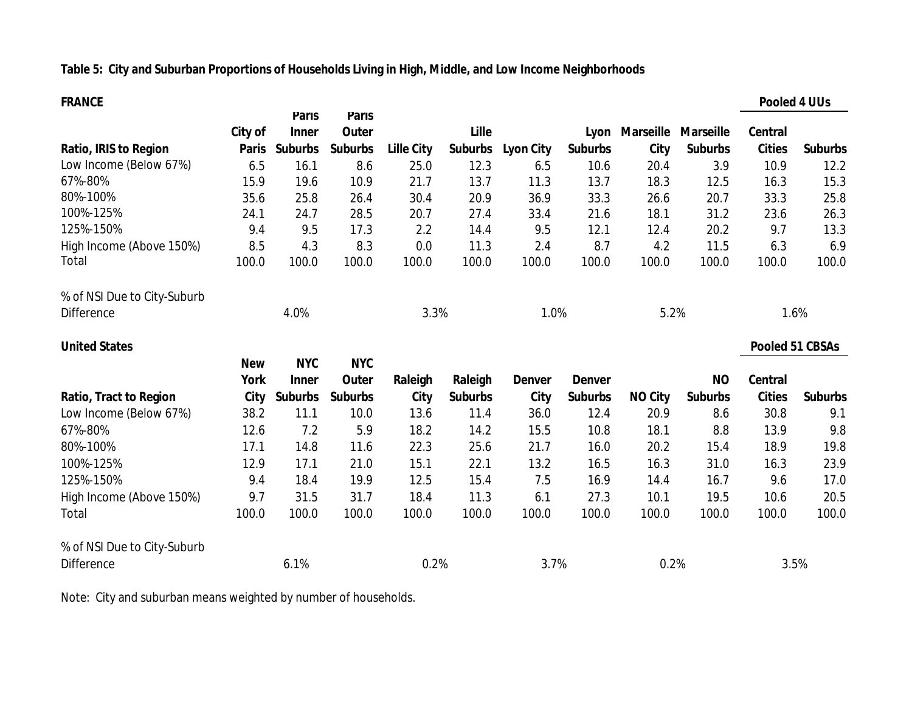**Table 5: City and Suburban Proportions of Households Living in High, Middle, and Low Income Neighborhoods**

**FRANCE**

| Ratio, IRIS to Region | City of Paris | Paris Inner Suburbs | Paris Outer Suburbs | Lille City | Lille Suburbs | Lyon City | Lyon Suburbs | Marseille City | Marseille Suburbs | Pooled 4 UUs Central Cities | Pooled 4 UUs Suburbs |
|---|---|---|---|---|---|---|---|---|---|---|---|
| Low Income (Below 67%) | 6.5 | 16.1 | 8.6 | 25.0 | 12.3 | 6.5 | 10.6 | 20.4 | 3.9 | 10.9 | 12.2 |
| 67%-80% | 15.9 | 19.6 | 10.9 | 21.7 | 13.7 | 11.3 | 13.7 | 18.3 | 12.5 | 16.3 | 15.3 |
| 80%-100% | 35.6 | 25.8 | 26.4 | 30.4 | 20.9 | 36.9 | 33.3 | 26.6 | 20.7 | 33.3 | 25.8 |
| 100%-125% | 24.1 | 24.7 | 28.5 | 20.7 | 27.4 | 33.4 | 21.6 | 18.1 | 31.2 | 23.6 | 26.3 |
| 125%-150% | 9.4 | 9.5 | 17.3 | 2.2 | 14.4 | 9.5 | 12.1 | 12.4 | 20.2 | 9.7 | 13.3 |
| High Income (Above 150%) | 8.5 | 4.3 | 8.3 | 0.0 | 11.3 | 2.4 | 8.7 | 4.2 | 11.5 | 6.3 | 6.9 |
| Total | 100.0 | 100.0 | 100.0 | 100.0 | 100.0 | 100.0 | 100.0 | 100.0 | 100.0 | 100.0 | 100.0 |
| % of NSI Due to City-Suburb Difference | | 4.0% | | 3.3% | | 1.0% | | 5.2% | | 1.6% | |

**United States**

| Ratio, Tract to Region | New York City | NYC Inner Suburbs | NYC Outer Suburbs | Raleigh City | Raleigh Suburbs | Denver City | Denver Suburbs | NO City | NO Suburbs | Pooled 51 CBSAs Central Cities | Pooled 51 CBSAs Suburbs |
|---|---|---|---|---|---|---|---|---|---|---|---|
| Low Income (Below 67%) | 38.2 | 11.1 | 10.0 | 13.6 | 11.4 | 36.0 | 12.4 | 20.9 | 8.6 | 30.8 | 9.1 |
| 67%-80% | 12.6 | 7.2 | 5.9 | 18.2 | 14.2 | 15.5 | 10.8 | 18.1 | 8.8 | 13.9 | 9.8 |
| 80%-100% | 17.1 | 14.8 | 11.6 | 22.3 | 25.6 | 21.7 | 16.0 | 20.2 | 15.4 | 18.9 | 19.8 |
| 100%-125% | 12.9 | 17.1 | 21.0 | 15.1 | 22.1 | 13.2 | 16.5 | 16.3 | 31.0 | 16.3 | 23.9 |
| 125%-150% | 9.4 | 18.4 | 19.9 | 12.5 | 15.4 | 7.5 | 16.9 | 14.4 | 16.7 | 9.6 | 17.0 |
| High Income (Above 150%) | 9.7 | 31.5 | 31.7 | 18.4 | 11.3 | 6.1 | 27.3 | 10.1 | 19.5 | 10.6 | 20.5 |
| Total | 100.0 | 100.0 | 100.0 | 100.0 | 100.0 | 100.0 | 100.0 | 100.0 | 100.0 | 100.0 | 100.0 |
| % of NSI Due to City-Suburb Difference | | 6.1% | | 0.2% | | 3.7% | | 0.2% | | 3.5% | |

Note: City and suburban means weighted by number of households.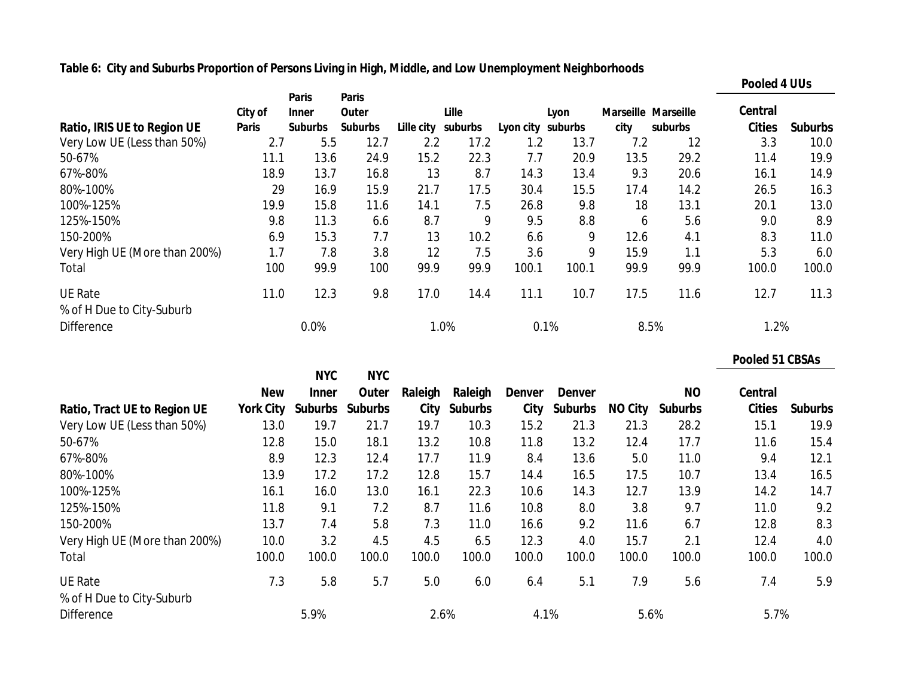**Table 6: City and Suburbs Proportion of Persons Living in High, Middle, and Low Unemployment Neighborhoods**

| Ratio, IRIS UE to Region UE | City of Paris | Paris Inner Suburbs | Paris Outer Suburbs | Lille city | Lille suburbs | Lyon city | Lyon suburbs | Marseille city | Marseille suburbs | Pooled 4 UUs Central Cities | Pooled 4 UUs Suburbs |
|---|---|---|---|---|---|---|---|---|---|---|---|
| Very Low UE (Less than 50%) | 2.7 | 5.5 | 12.7 | 2.2 | 17.2 | 1.2 | 13.7 | 7.2 | 12 | 3.3 | 10.0 |
| 50-67% | 11.1 | 13.6 | 24.9 | 15.2 | 22.3 | 7.7 | 20.9 | 13.5 | 29.2 | 11.4 | 19.9 |
| 67%-80% | 18.9 | 13.7 | 16.8 | 13 | 8.7 | 14.3 | 13.4 | 9.3 | 20.6 | 16.1 | 14.9 |
| 80%-100% | 29 | 16.9 | 15.9 | 21.7 | 17.5 | 30.4 | 15.5 | 17.4 | 14.2 | 26.5 | 16.3 |
| 100%-125% | 19.9 | 15.8 | 11.6 | 14.1 | 7.5 | 26.8 | 9.8 | 18 | 13.1 | 20.1 | 13.0 |
| 125%-150% | 9.8 | 11.3 | 6.6 | 8.7 | 9 | 9.5 | 8.8 | 6 | 5.6 | 9.0 | 8.9 |
| 150-200% | 6.9 | 15.3 | 7.7 | 13 | 10.2 | 6.6 | 9 | 12.6 | 4.1 | 8.3 | 11.0 |
| Very High UE (More than 200%) | 1.7 | 7.8 | 3.8 | 12 | 7.5 | 3.6 | 9 | 15.9 | 1.1 | 5.3 | 6.0 |
| Total | 100 | 99.9 | 100 | 99.9 | 99.9 | 100.1 | 100.1 | 99.9 | 99.9 | 100.0 | 100.0 |
| UE Rate | 11.0 | 12.3 | 9.8 | 17.0 | 14.4 | 11.1 | 10.7 | 17.5 | 11.6 | 12.7 | 11.3 |
| % of H Due to City-Suburb Difference | | 0.0% | | 1.0% | | 0.1% | | 8.5% | | 1.2% | |

| Ratio, Tract UE to Region UE | New York City | NYC Inner Suburbs | NYC Outer Suburbs | Raleigh City | Raleigh Suburbs | Denver City | Denver Suburbs | NO City | NO Suburbs | Pooled 51 CBSAs Central Cities | Pooled 51 CBSAs Suburbs |
|---|---|---|---|---|---|---|---|---|---|---|---|
| Very Low UE (Less than 50%) | 13.0 | 19.7 | 21.7 | 19.7 | 10.3 | 15.2 | 21.3 | 21.3 | 28.2 | 15.1 | 19.9 |
| 50-67% | 12.8 | 15.0 | 18.1 | 13.2 | 10.8 | 11.8 | 13.2 | 12.4 | 17.7 | 11.6 | 15.4 |
| 67%-80% | 8.9 | 12.3 | 12.4 | 17.7 | 11.9 | 8.4 | 13.6 | 5.0 | 11.0 | 9.4 | 12.1 |
| 80%-100% | 13.9 | 17.2 | 17.2 | 12.8 | 15.7 | 14.4 | 16.5 | 17.5 | 10.7 | 13.4 | 16.5 |
| 100%-125% | 16.1 | 16.0 | 13.0 | 16.1 | 22.3 | 10.6 | 14.3 | 12.7 | 13.9 | 14.2 | 14.7 |
| 125%-150% | 11.8 | 9.1 | 7.2 | 8.7 | 11.6 | 10.8 | 8.0 | 3.8 | 9.7 | 11.0 | 9.2 |
| 150-200% | 13.7 | 7.4 | 5.8 | 7.3 | 11.0 | 16.6 | 9.2 | 11.6 | 6.7 | 12.8 | 8.3 |
| Very High UE (More than 200%) | 10.0 | 3.2 | 4.5 | 4.5 | 6.5 | 12.3 | 4.0 | 15.7 | 2.1 | 12.4 | 4.0 |
| Total | 100.0 | 100.0 | 100.0 | 100.0 | 100.0 | 100.0 | 100.0 | 100.0 | 100.0 | 100.0 | 100.0 |
| UE Rate | 7.3 | 5.8 | 5.7 | 5.0 | 6.0 | 6.4 | 5.1 | 7.9 | 5.6 | 7.4 | 5.9 |
| % of H Due to City-Suburb Difference | | 5.9% | | 2.6% | | 4.1% | | 5.6% | | 5.7% | |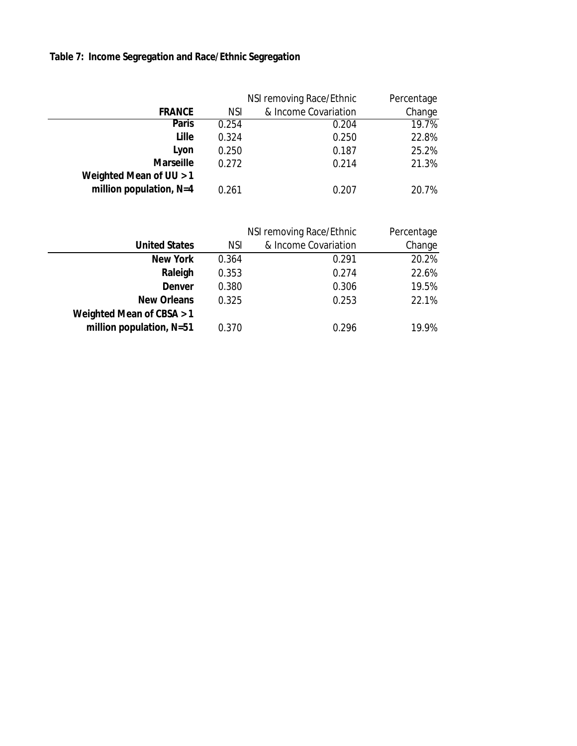**Table 7: Income Segregation and Race/Ethnic Segregation**

| FRANCE | NSI | NSI removing Race/Ethnic & Income Covariation | Percentage Change |
|---|---|---|---|
| **Paris** | 0.254 | 0.204 | 19.7% |
| **Lille** | 0.324 | 0.250 | 22.8% |
| **Lyon** | 0.250 | 0.187 | 25.2% |
| **Marseille** | 0.272 | 0.214 | 21.3% |
| **Weighted Mean of UU > 1 million population, N=4** | 0.261 | 0.207 | 20.7% |

| United States | NSI | NSI removing Race/Ethnic & Income Covariation | Percentage Change |
|---|---|---|---|
| **New York** | 0.364 | 0.291 | 20.2% |
| **Raleigh** | 0.353 | 0.274 | 22.6% |
| **Denver** | 0.380 | 0.306 | 19.5% |
| **New Orleans** | 0.325 | 0.253 | 22.1% |
| **Weighted Mean of CBSA > 1 million population, N=51** | 0.370 | 0.296 | 19.9% |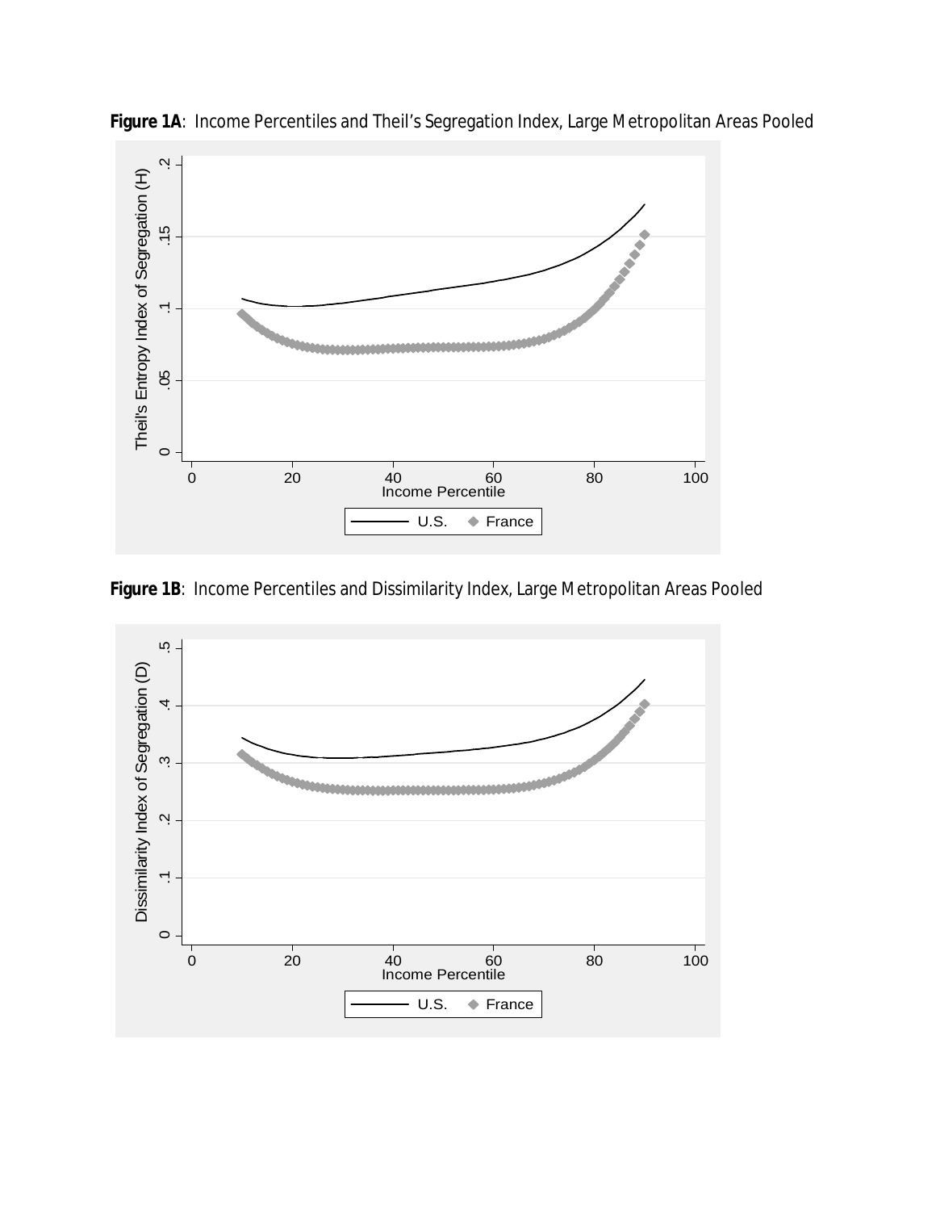**Figure 1A**: Income Percentiles and Theil's Segregation Index, Large Metropolitan Areas Pooled

**Figure 1B**: Income Percentiles and Dissimilarity Index, Large Metropolitan Areas Pooled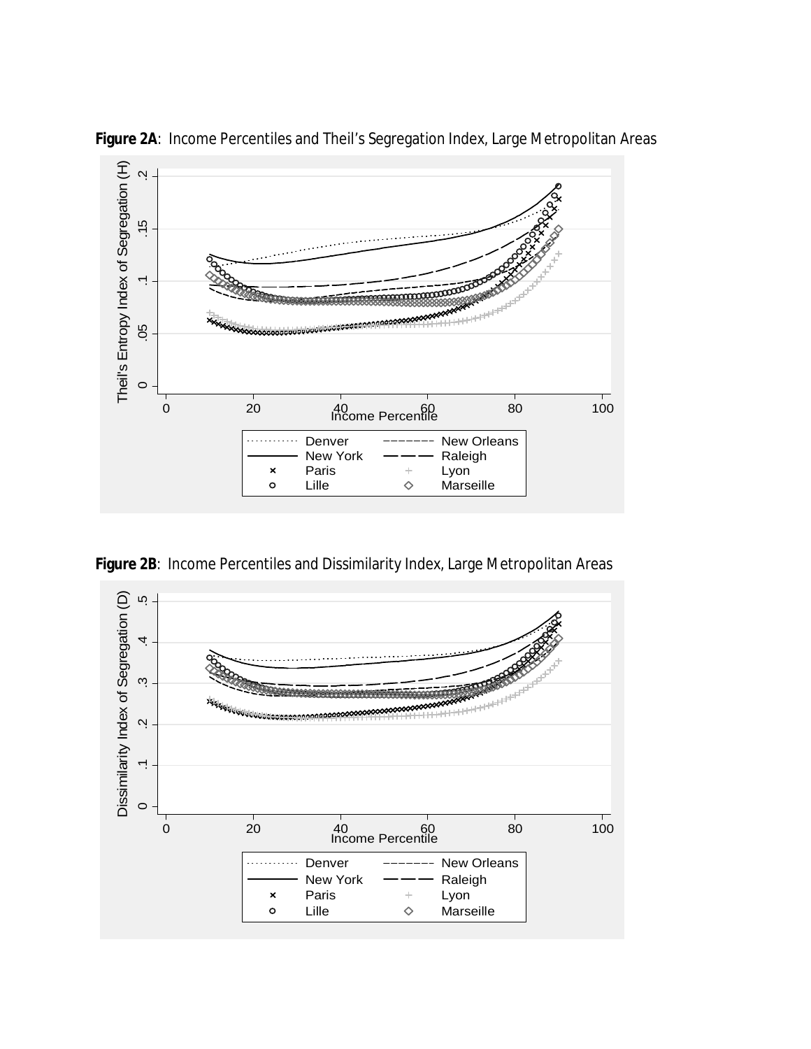**Figure 2A**: Income Percentiles and Theil's Segregation Index, Large Metropolitan Areas

Theil's Entropy Index of Segregation (H)

0
.05
.1
.15
.2

0
20
40
60
80
100

Income Percentile

Denver
New York
Paris
Lille
New Orleans
Raleigh
Lyon
Marseille

**Figure 2B**: Income Percentiles and Dissimilarity Index, Large Metropolitan Areas

Dissimilarity Index of Segregation (D)

0
.1
.2
.3
.4
.5

0
20
40
60
80
100

Income Percentile

Denver
New York
Paris
Lille
New Orleans
Raleigh
Lyon
Marseille